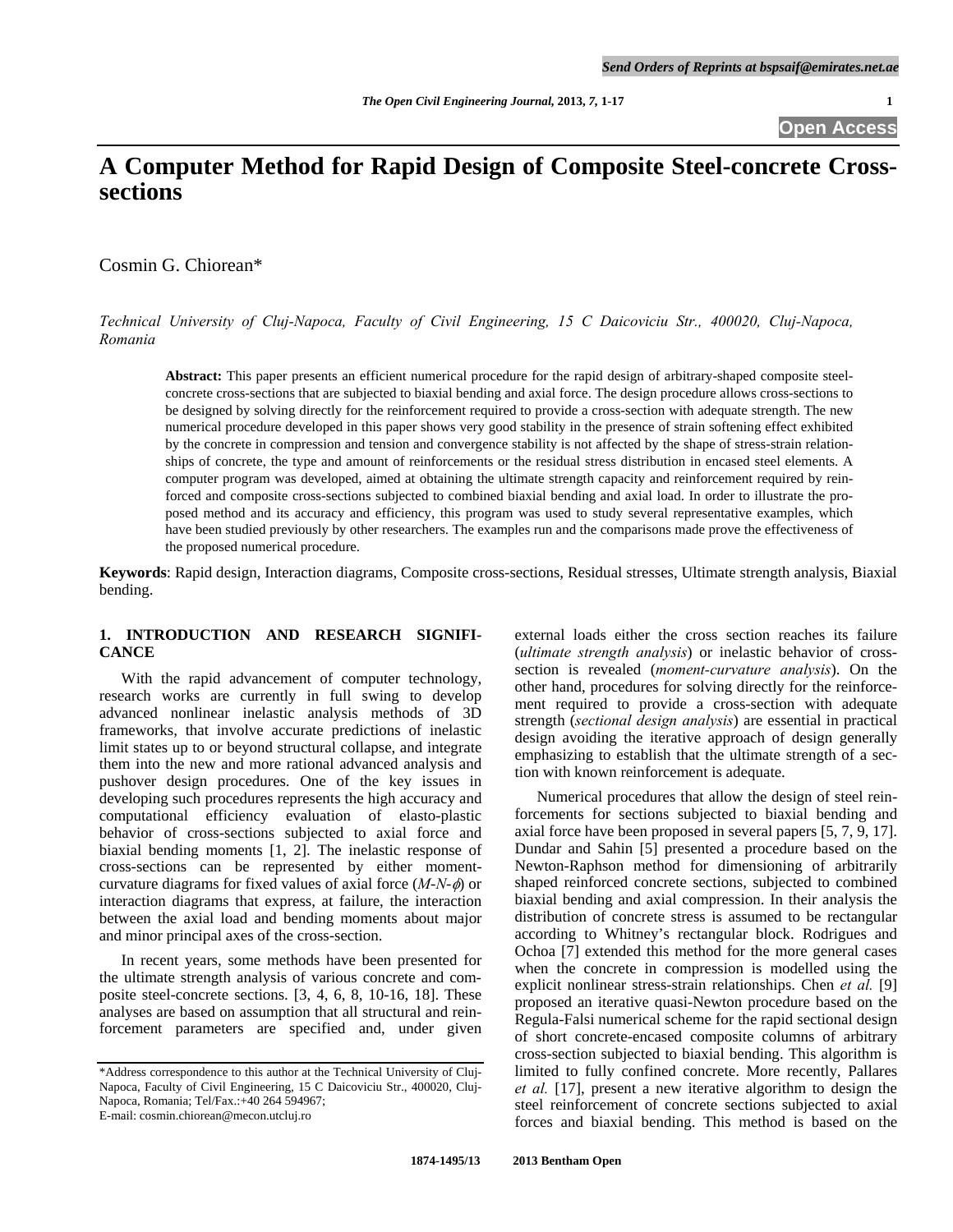# A Computer Method for Rapid Design of Composite Steel-concrete Cross-sections

Cosmin G. Chiorean*

*Technical University of Cluj-Napoca, Faculty of Civil Engineering, 15 C Daicoviciu Str., 400020, Cluj-Napoca, Romania*

**Abstract:** This paper presents an efficient numerical procedure for the rapid design of arbitrary-shaped composite steel-concrete cross-sections that are subjected to biaxial bending and axial force. The design procedure allows cross-sections to be designed by solving directly for the reinforcement required to provide a cross-section with adequate strength. The new numerical procedure developed in this paper shows very good stability in the presence of strain softening effect exhibited by the concrete in compression and tension and convergence stability is not affected by the shape of stress-strain relationships of concrete, the type and amount of reinforcements or the residual stress distribution in encased steel elements. A computer program was developed, aimed at obtaining the ultimate strength capacity and reinforcement required by reinforced and composite cross-sections subjected to combined biaxial bending and axial load. In order to illustrate the proposed method and its accuracy and efficiency, this program was used to study several representative examples, which have been studied previously by other researchers. The examples run and the comparisons made prove the effectiveness of the proposed numerical procedure.

**Keywords**: Rapid design, Interaction diagrams, Composite cross-sections, Residual stresses, Ultimate strength analysis, Biaxial bending.

## 1. INTRODUCTION AND RESEARCH SIGNIFICANCE

With the rapid advancement of computer technology, research works are currently in full swing to develop advanced nonlinear inelastic analysis methods of 3D frameworks, that involve accurate predictions of inelastic limit states up to or beyond structural collapse, and integrate them into the new and more rational advanced analysis and pushover design procedures. One of the key issues in developing such procedures represents the high accuracy and computational efficiency evaluation of elasto-plastic behavior of cross-sections subjected to axial force and biaxial bending moments [1, 2]. The inelastic response of cross-sections can be represented by either moment-curvature diagrams for fixed values of axial force ($M$-$N$-$\phi$) or interaction diagrams that express, at failure, the interaction between the axial load and bending moments about major and minor principal axes of the cross-section.

In recent years, some methods have been presented for the ultimate strength analysis of various concrete and composite steel-concrete sections. [3, 4, 6, 8, 10-16, 18]. These analyses are based on assumption that all structural and reinforcement parameters are specified and, under given external loads either the cross section reaches its failure (*ultimate strength analysis*) or inelastic behavior of cross-section is revealed (*moment-curvature analysis*). On the other hand, procedures for solving directly for the reinforcement required to provide a cross-section with adequate strength (*sectional design analysis*) are essential in practical design avoiding the iterative approach of design generally emphasizing to establish that the ultimate strength of a section with known reinforcement is adequate.

Numerical procedures that allow the design of steel reinforcements for sections subjected to biaxial bending and axial force have been proposed in several papers [5, 7, 9, 17]. Dundar and Sahin [5] presented a procedure based on the Newton-Raphson method for dimensioning of arbitrarily shaped reinforced concrete sections, subjected to combined biaxial bending and axial compression. In their analysis the distribution of concrete stress is assumed to be rectangular according to Whitney's rectangular block. Rodrigues and Ochoa [7] extended this method for the more general cases when the concrete in compression is modelled using the explicit nonlinear stress-strain relationships. Chen *et al.* [9] proposed an iterative quasi-Newton procedure based on the Regula-Falsi numerical scheme for the rapid sectional design of short concrete-encased composite columns of arbitrary cross-section subjected to biaxial bending. This algorithm is limited to fully confined concrete. More recently, Pallares *et al.* [17], present a new iterative algorithm to design the steel reinforcement of concrete sections subjected to axial forces and biaxial bending. This method is based on the

*Address correspondence to this author at the Technical University of Cluj-Napoca, Faculty of Civil Engineering, 15 C Daicoviciu Str., 400020, Cluj-Napoca, Romania; Tel/Fax.:+40 264 594967;
E-mail: cosmin.chiorean@mecon.utcluj.ro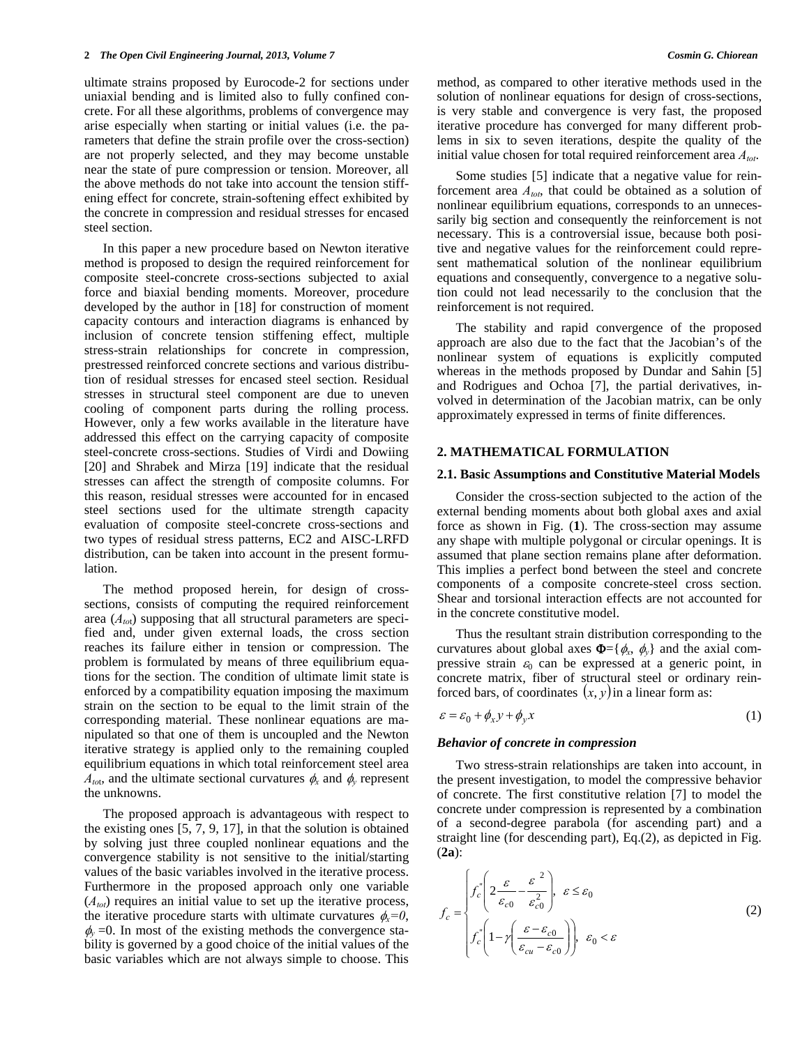ultimate strains proposed by Eurocode-2 for sections under uniaxial bending and is limited also to fully confined concrete. For all these algorithms, problems of convergence may arise especially when starting or initial values (i.e. the parameters that define the strain profile over the cross-section) are not properly selected, and they may become unstable near the state of pure compression or tension. Moreover, all the above methods do not take into account the tension stiffening effect for concrete, strain-softening effect exhibited by the concrete in compression and residual stresses for encased steel section.

In this paper a new procedure based on Newton iterative method is proposed to design the required reinforcement for composite steel-concrete cross-sections subjected to axial force and biaxial bending moments. Moreover, procedure developed by the author in [18] for construction of moment capacity contours and interaction diagrams is enhanced by inclusion of concrete tension stiffening effect, multiple stress-strain relationships for concrete in compression, prestressed reinforced concrete sections and various distribution of residual stresses for encased steel section. Residual stresses in structural steel component are due to uneven cooling of component parts during the rolling process. However, only a few works available in the literature have addressed this effect on the carrying capacity of composite steel-concrete cross-sections. Studies of Virdi and Dowiing [20] and Shrabek and Mirza [19] indicate that the residual stresses can affect the strength of composite columns. For this reason, residual stresses were accounted for in encased steel sections used for the ultimate strength capacity evaluation of composite steel-concrete cross-sections and two types of residual stress patterns, EC2 and AISC-LRFD distribution, can be taken into account in the present formulation.

The method proposed herein, for design of cross-sections, consists of computing the required reinforcement area ($A_{tot}$) supposing that all structural parameters are specified and, under given external loads, the cross section reaches its failure either in tension or compression. The problem is formulated by means of three equilibrium equations for the section. The condition of ultimate limit state is enforced by a compatibility equation imposing the maximum strain on the section to be equal to the limit strain of the corresponding material. These nonlinear equations are manipulated so that one of them is uncoupled and the Newton iterative strategy is applied only to the remaining coupled equilibrium equations in which total reinforcement steel area $A_{tot}$, and the ultimate sectional curvatures $\phi_x$ and $\phi_y$ represent the unknowns.

The proposed approach is advantageous with respect to the existing ones [5, 7, 9, 17], in that the solution is obtained by solving just three coupled nonlinear equations and the convergence stability is not sensitive to the initial/starting values of the basic variables involved in the iterative process. Furthermore in the proposed approach only one variable ($A_{tot}$) requires an initial value to set up the iterative process, the iterative procedure starts with ultimate curvatures $\phi_x$=0, $\phi_y$ =0. In most of the existing methods the convergence stability is governed by a good choice of the initial values of the basic variables which are not always simple to choose. This method, as compared to other iterative methods used in the solution of nonlinear equations for design of cross-sections, is very stable and convergence is very fast, the proposed iterative procedure has converged for many different problems in six to seven iterations, despite the quality of the initial value chosen for total required reinforcement area $A_{tot}$.

Some studies [5] indicate that a negative value for reinforcement area $A_{tot}$, that could be obtained as a solution of nonlinear equilibrium equations, corresponds to an unnecessarily big section and consequently the reinforcement is not necessary. This is a controversial issue, because both positive and negative values for the reinforcement could represent mathematical solution of the nonlinear equilibrium equations and consequently, convergence to a negative solution could not lead necessarily to the conclusion that the reinforcement is not required.

The stability and rapid convergence of the proposed approach are also due to the fact that the Jacobian's of the nonlinear system of equations is explicitly computed whereas in the methods proposed by Dundar and Sahin [5] and Rodrigues and Ochoa [7], the partial derivatives, involved in determination of the Jacobian matrix, can be only approximately expressed in terms of finite differences.

## 2. MATHEMATICAL FORMULATION

### 2.1. Basic Assumptions and Constitutive Material Models

Consider the cross-section subjected to the action of the external bending moments about both global axes and axial force as shown in Fig. (**1**). The cross-section may assume any shape with multiple polygonal or circular openings. It is assumed that plane section remains plane after deformation. This implies a perfect bond between the steel and concrete components of a composite concrete-steel cross section. Shear and torsional interaction effects are not accounted for in the concrete constitutive model.

Thus the resultant strain distribution corresponding to the curvatures about global axes $\Phi=\{\phi_x, \phi_y\}$ and the axial compressive strain $\varepsilon_0$ can be expressed at a generic point, in concrete matrix, fiber of structural steel or ordinary reinforced bars, of coordinates $(x, y)$ in a linear form as:

$$\varepsilon = \varepsilon_0 + \phi_x y + \phi_y x \tag{1}$$

***Behavior of concrete in compression***

Two stress-strain relationships are taken into account, in the present investigation, to model the compressive behavior of concrete. The first constitutive relation [7] to model the concrete under compression is represented by a combination of a second-degree parabola (for ascending part) and a straight line (for descending part), Eq.(2), as depicted in Fig. (**2a**):

$$f_c = \begin{cases} f_c''\left(2\dfrac{\varepsilon}{\varepsilon_{c0}} - \dfrac{\varepsilon^2}{\varepsilon_{c0}^2}\right), & \varepsilon \le \varepsilon_0 \\ f_c''\left(1 - \gamma\left(\dfrac{\varepsilon - \varepsilon_{c0}}{\varepsilon_{cu} - \varepsilon_{c0}}\right)\right), & \varepsilon_0 < \varepsilon \end{cases} \tag{2}$$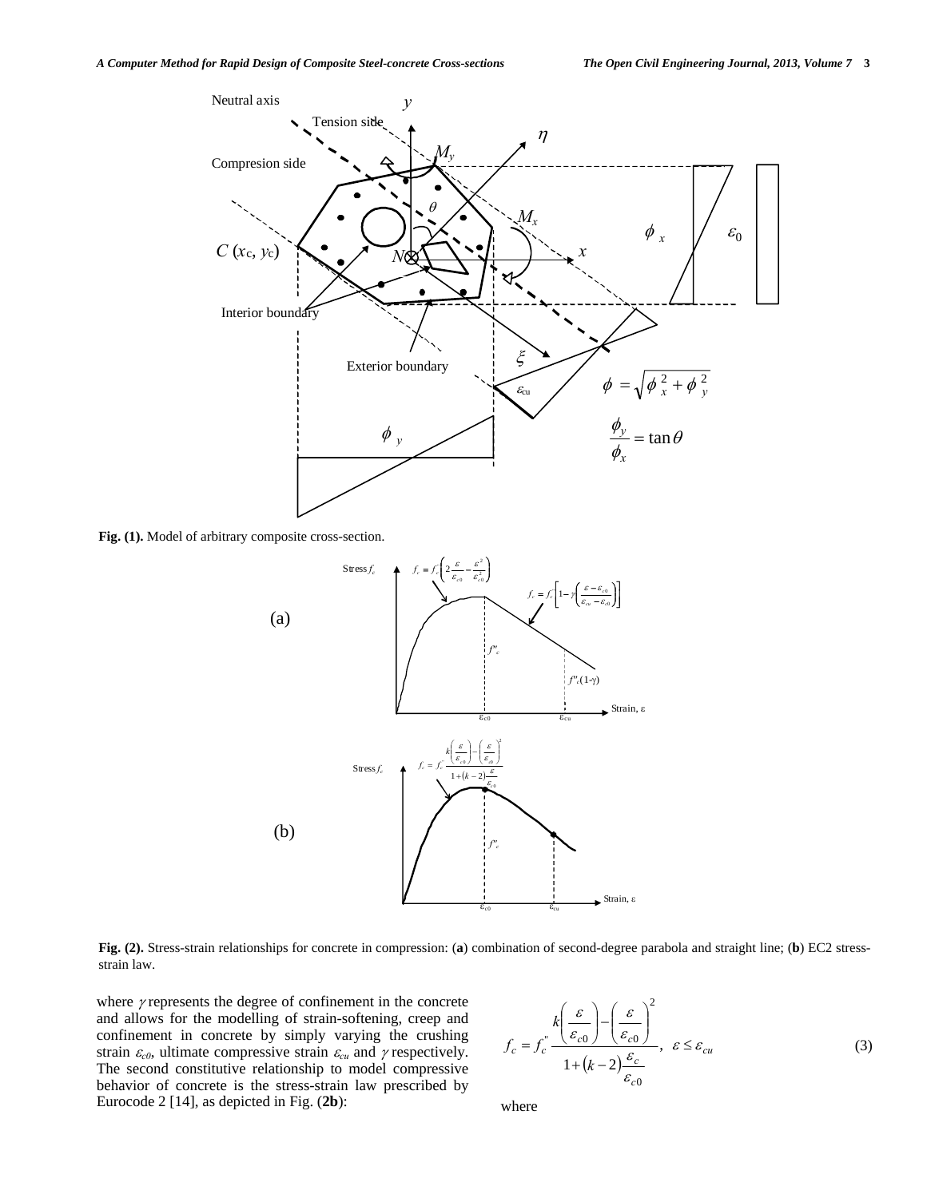Fig. (1). Model of arbitrary composite cross-section.

Fig. (2). Stress-strain relationships for concrete in compression: (**a**) combination of second-degree parabola and straight line; (**b**) EC2 stress-strain law.

where $\gamma$ represents the degree of confinement in the concrete and allows for the modelling of strain-softening, creep and confinement in concrete by simply varying the crushing strain $\varepsilon_{c0}$, ultimate compressive strain $\varepsilon_{cu}$ and $\gamma$ respectively. The second constitutive relationship to model compressive behavior of concrete is the stress-strain law prescribed by Eurocode 2 [14], as depicted in Fig. (**2b**):

$$f_c = f_c'' \frac{k\left(\dfrac{\varepsilon}{\varepsilon_{c0}}\right) - \left(\dfrac{\varepsilon}{\varepsilon_{c0}}\right)^2}{1 + (k-2)\dfrac{\varepsilon_c}{\varepsilon_{c0}}}, \ \ \varepsilon \le \varepsilon_{cu} \tag{3}$$

where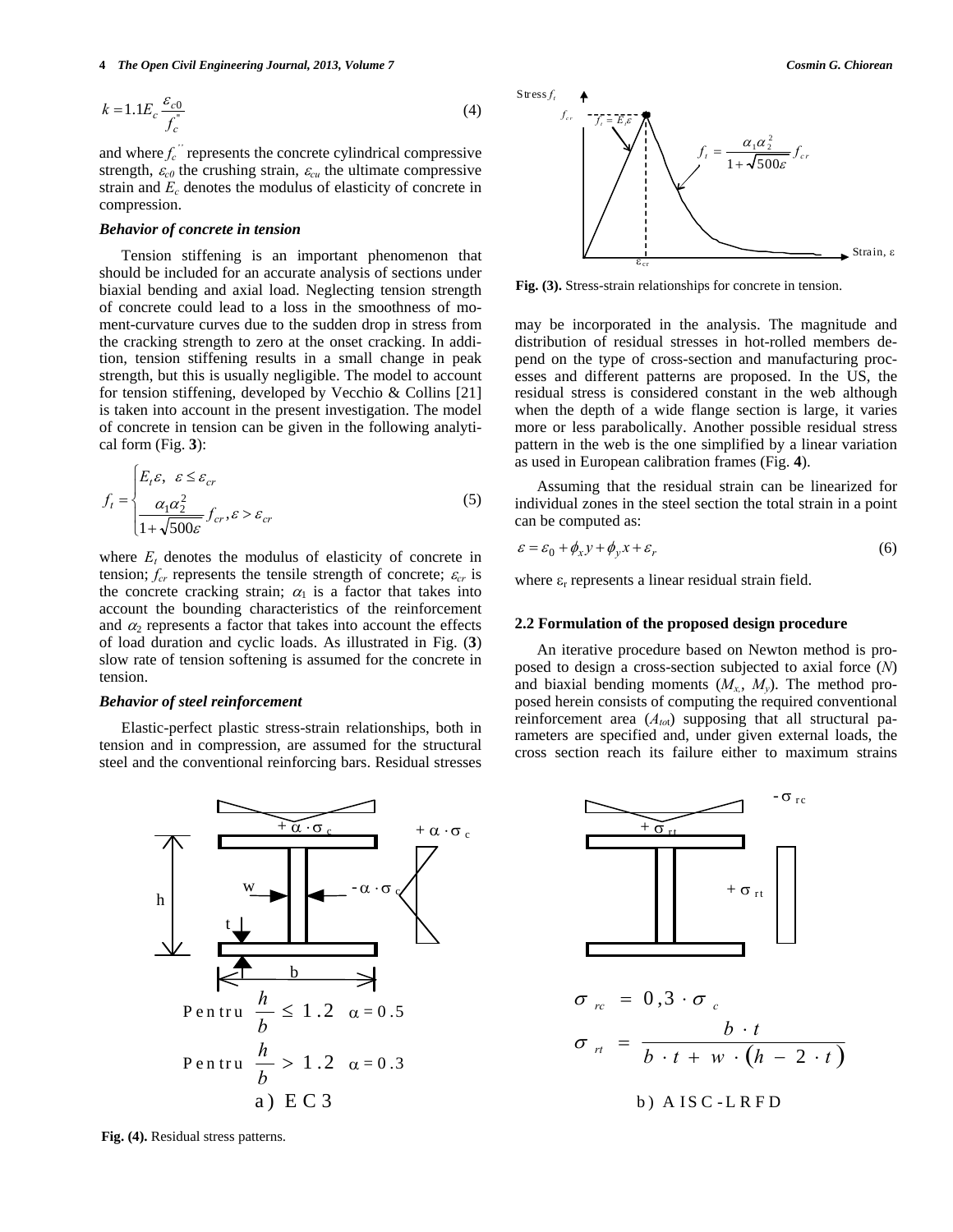$$k = 1.1 E_c \frac{\varepsilon_{c0}}{f_c^{''}} \tag{4}$$

and where $f_c^{''}$ represents the concrete cylindrical compressive strength, $\varepsilon_{c0}$ the crushing strain, $\varepsilon_{cu}$ the ultimate compressive strain and $E_c$ denotes the modulus of elasticity of concrete in compression.

### *Behavior of concrete in tension*

Tension stiffening is an important phenomenon that should be included for an accurate analysis of sections under biaxial bending and axial load. Neglecting tension strength of concrete could lead to a loss in the smoothness of moment-curvature curves due to the sudden drop in stress from the cracking strength to zero at the onset cracking. In addition, tension stiffening results in a small change in peak strength, but this is usually negligible. The model to account for tension stiffening, developed by Vecchio & Collins [21] is taken into account in the present investigation. The model of concrete in tension can be given in the following analytical form (Fig. **3**):

$$f_t = \begin{cases} E_t \varepsilon, & \varepsilon \le \varepsilon_{cr} \\ \dfrac{\alpha_1 \alpha_2^2}{1+\sqrt{500\varepsilon}} f_{cr}, & \varepsilon > \varepsilon_{cr} \end{cases} \tag{5}$$

where $E_t$ denotes the modulus of elasticity of concrete in tension; $f_{cr}$ represents the tensile strength of concrete; $\varepsilon_{cr}$ is the concrete cracking strain; $\alpha_1$ is a factor that takes into account the bounding characteristics of the reinforcement and $\alpha_2$ represents a factor that takes into account the effects of load duration and cyclic loads. As illustrated in Fig. (**3**) slow rate of tension softening is assumed for the concrete in tension.

**Fig. (3).** Stress-strain relationships for concrete in tension.

### *Behavior of steel reinforcement*

Elastic-perfect plastic stress-strain relationships, both in tension and in compression, are assumed for the structural steel and the conventional reinforcing bars. Residual stresses may be incorporated in the analysis. The magnitude and distribution of residual stresses in hot-rolled members depend on the type of cross-section and manufacturing processes and different patterns are proposed. In the US, the residual stress is considered constant in the web although when the depth of a wide flange section is large, it varies more or less parabolically. Another possible residual stress pattern in the web is the one simplified by a linear variation as used in European calibration frames (Fig. **4**).

Assuming that the residual strain can be linearized for individual zones in the steel section the total strain in a point can be computed as:

$$\varepsilon = \varepsilon_0 + \phi_x y + \phi_y x + \varepsilon_r \tag{6}$$

where $\varepsilon_r$ represents a linear residual strain field.

## 2.2 Formulation of the proposed design procedure

An iterative procedure based on Newton method is proposed to design a cross-section subjected to axial force ($N$) and biaxial bending moments ($M_x$, $M_y$). The method proposed herein consists of computing the required conventional reinforcement area ($A_{tot}$) supposing that all structural parameters are specified and, under given external loads, the cross section reach its failure either to maximum strains

**Fig. (4).** Residual stress patterns.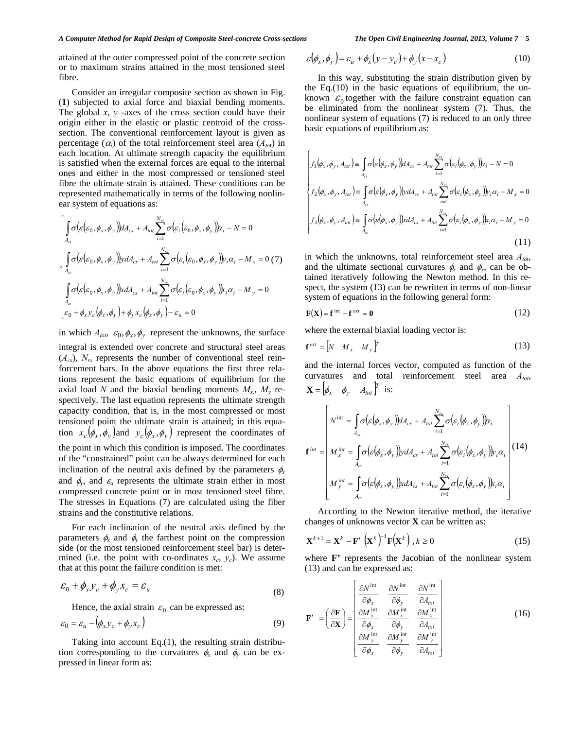attained at the outer compressed point of the concrete section or to maximum strains attained in the most tensioned steel fibre.

Consider an irregular composite section as shown in Fig. (**1**) subjected to axial force and biaxial bending moments. The global $x$, $y$ -axes of the cross section could have their origin either in the elastic or plastic centroid of the cross-section. The conventional reinforcement layout is given as percentage ($\alpha_i$) of the total reinforcement steel area ($A_{tot}$) in each location. At ultimate strength capacity the equilibrium is satisfied when the external forces are equal to the internal ones and either in the most compressed or tensioned steel fibre the ultimate strain is attained. These conditions can be represented mathematically in terms of the following nonlinear system of equations as:

$$\begin{cases} \int_{A_{cs}} \sigma\left(\varepsilon\left(\varepsilon_0,\phi_x,\phi_y\right)\right)dA_{cs} + A_{tot}\sum_{i=1}^{N_{rs}}\sigma\left(\varepsilon_i\left(\varepsilon_0,\phi_x,\phi_y\right)\right)\alpha_i - N = 0 \\ \int_{A_{cs}} \sigma\left(\varepsilon\left(\varepsilon_0,\phi_x,\phi_y\right)\right)y\,dA_{cs} + A_{tot}\sum_{i=1}^{N_{rs}}\sigma\left(\varepsilon_i\left(\varepsilon_0,\phi_x,\phi_y\right)\right)y_i\alpha_i - M_x = 0 \\ \int_{A_{cs}} \sigma\left(\varepsilon\left(\varepsilon_0,\phi_x,\phi_y\right)\right)x\,dA_{cs} + A_{tot}\sum_{i=1}^{N_{rs}}\sigma\left(\varepsilon_i\left(\varepsilon_0,\phi_x,\phi_y\right)\right)x_i\alpha_i - M_y = 0 \\ \varepsilon_0 + \phi_x y_c\left(\phi_x,\phi_y\right) + \phi_y x_c\left(\phi_x,\phi_y\right) - \varepsilon_u = 0 \end{cases} \quad (7)$$

in which $A_{tot}$, $\varepsilon_0,\phi_x,\phi_y$ represent the unknowns, the surface integral is extended over concrete and structural steel areas ($A_{cs}$), $N_{rs}$ represents the number of conventional steel reinforcement bars. In the above equations the first three relations represent the basic equations of equilibrium for the axial load $N$ and the biaxial bending moments $M_x$, $M_y$ respectively. The last equation represents the ultimate strength capacity condition, that is, in the most compressed or most tensioned point the ultimate strain is attained; in this equation $x_c\left(\phi_x,\phi_y\right)$ and $y_c\left(\phi_x,\phi_y\right)$ represent the coordinates of the point in which this condition is imposed. The coordinates of the "constrained" point can be always determined for each inclination of the neutral axis defined by the parameters $\phi_x$ and $\phi_y$, and $\varepsilon_u$ represents the ultimate strain either in most compressed concrete point or in most tensioned steel fibre. The stresses in Equations (7) are calculated using the fiber strains and the constitutive relations.

For each inclination of the neutral axis defined by the parameters $\phi_x$ and $\phi_y$ the farthest point on the compression side (or the most tensioned reinforcement steel bar) is determined (i.e. the point with co-ordinates $x_c$, $y_c$). We assume that at this point the failure condition is met:

$$\varepsilon_0 + \phi_x y_c + \phi_y x_c = \varepsilon_u \quad (8)$$

Hence, the axial strain $\varepsilon_0$ can be expressed as:

$$\varepsilon_0 = \varepsilon_u - \left(\phi_x y_c + \phi_y x_c\right) \quad (9)$$

Taking into account Eq.(1), the resulting strain distribution corresponding to the curvatures $\phi_x$ and $\phi_y$ can be expressed in linear form as:

$$\varepsilon\left(\phi_x,\phi_y\right) = \varepsilon_u + \phi_x\left(y - y_c\right) + \phi_y\left(x - x_c\right) \quad (10)$$

In this way, substituting the strain distribution given by the Eq.(10) in the basic equations of equilibrium, the unknown $\varepsilon_0$ together with the failure constraint equation can be eliminated from the nonlinear system (7). Thus, the nonlinear system of equations (7) is reduced to an only three basic equations of equilibrium as:

$$\begin{cases} f_1\left(\phi_x,\phi_y,A_{tot}\right) \equiv \int_{A_{cs}} \sigma\left(\varepsilon\left(\phi_x,\phi_y\right)\right)dA_{cs} + A_{tot}\sum_{i=1}^{N_{rs}}\sigma\left(\varepsilon_i\left(\phi_x,\phi_y\right)\right)\alpha_i - N = 0 \\ f_2\left(\phi_x,\phi_y,A_{tot}\right) \equiv \int_{A_{cs}} \sigma\left(\varepsilon\left(\phi_x,\phi_y\right)\right)y\,dA_{cs} + A_{tot}\sum_{i=1}^{N_{rs}}\sigma\left(\varepsilon_i\left(\phi_x,\phi_y\right)\right)y_i\alpha_i - M_x = 0 \\ f_3\left(\phi_x,\phi_y,A_{tot}\right) \equiv \int_{A_{cs}} \sigma\left(\varepsilon\left(\phi_x,\phi_y\right)\right)x\,dA_{cs} + A_{tot}\sum_{i=1}^{N_{rs}}\sigma\left(\varepsilon_i\left(\phi_x,\phi_y\right)\right)x_i\alpha_i - M_y = 0 \end{cases} \quad (11)$$

in which the unknowns, total reinforcement steel area $A_{tot}$, and the ultimate sectional curvatures $\phi_x$ and $\phi_y$, can be obtained iteratively following the Newton method. In this respect, the system (13) can be rewritten in terms of non-linear system of equations in the following general form:

$$\mathbf{F}(\mathbf{X}) = \mathbf{f}^{\text{int}} - \mathbf{f}^{ext} = \mathbf{0} \quad (12)$$

where the external biaxial loading vector is:

$$\mathbf{f}^{ext} = \begin{bmatrix} N & M_x & M_y \end{bmatrix}^T \quad (13)$$

and the internal forces vector, computed as function of the curvatures and total reinforcement steel area $A_{tot}$, $\mathbf{X} = \begin{bmatrix} \phi_x & \phi_y & A_{tot} \end{bmatrix}^T$ is:

$$\mathbf{f}^{int} = \begin{bmatrix} N^{\text{int}} = \int_{A_{cs}} \sigma\left(\varepsilon\left(\phi_x,\phi_y\right)\right)dA_{cs} + A_{tot}\sum_{i=1}^{N_{rs}}\sigma\left(\varepsilon_i\left(\phi_x,\phi_y\right)\right)\alpha_i \\ M_x^{int} = \int_{A_{cs}} \sigma\left(\varepsilon\left(\phi_x,\phi_y\right)\right)y\,dA_{cs} + A_{tot}\sum_{i=1}^{N_{rs}}\sigma\left(\varepsilon_i\left(\phi_x,\phi_y\right)\right)y_i\alpha_i \\ M_y^{int} = \int_{A_{cs}} \sigma\left(\varepsilon\left(\phi_x,\phi_y\right)\right)x\,dA_{cs} + A_{tot}\sum_{i=1}^{N_{rs}}\sigma\left(\varepsilon_i\left(\phi_x,\phi_y\right)\right)x_i\alpha_i \end{bmatrix} \quad (14)$$

According to the Newton iterative method, the iterative changes of unknowns vector **X** can be written as:

$$\mathbf{X}^{k+1} = \mathbf{X}^k - \mathbf{F}'\left(\mathbf{X}^k\right)^{-1}\mathbf{F}\left(\mathbf{X}^k\right), k \geq 0 \quad (15)$$

where **F'** represents the Jacobian of the nonlinear system (13) and can be expressed as:

$$\mathbf{F}' = \left(\frac{\partial \mathbf{F}}{\partial \mathbf{X}}\right) = \begin{bmatrix} \dfrac{\partial N^{\text{int}}}{\partial \phi_x} & \dfrac{\partial N^{\text{int}}}{\partial \phi_y} & \dfrac{\partial N^{\text{int}}}{\partial A_{tot}} \\ \dfrac{\partial M_x^{\text{int}}}{\partial \phi_x} & \dfrac{\partial M_x^{\text{int}}}{\partial \phi_y} & \dfrac{\partial M_x^{\text{int}}}{\partial A_{tot}} \\ \dfrac{\partial M_y^{\text{int}}}{\partial \phi_x} & \dfrac{\partial M_y^{\text{int}}}{\partial \phi_y} & \dfrac{\partial M_y^{\text{int}}}{\partial A_{tot}} \end{bmatrix} \quad (16)$$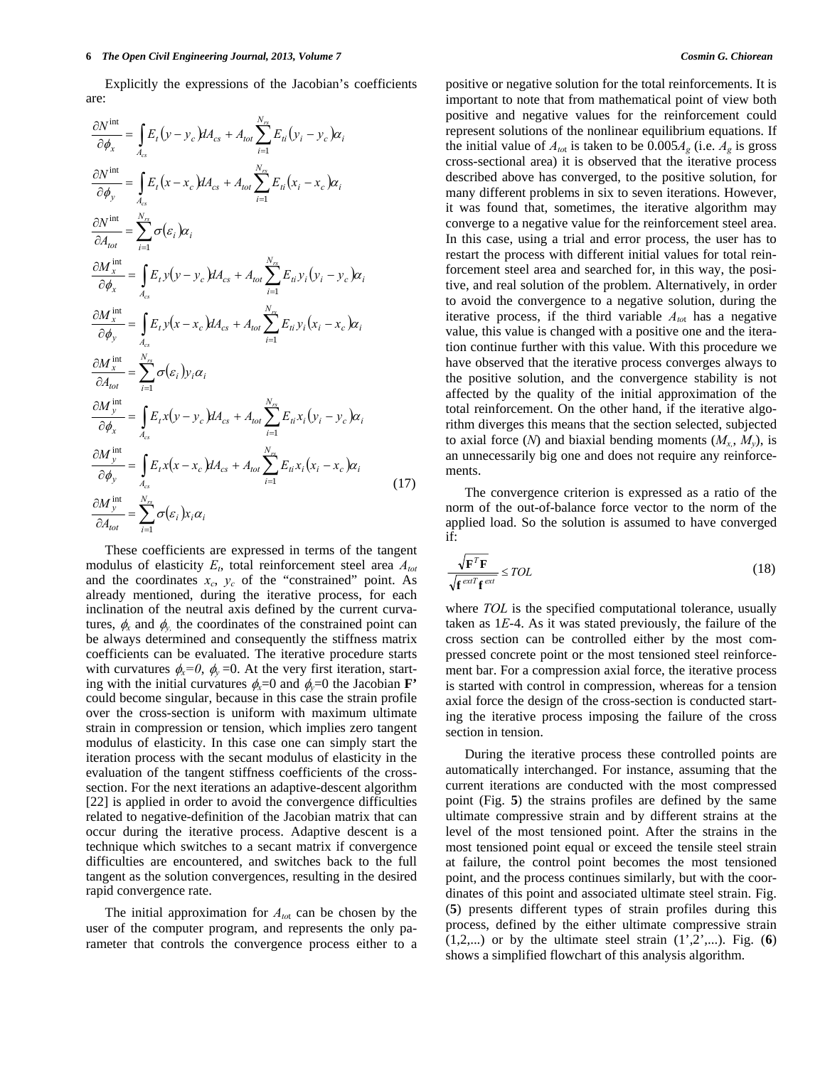Explicitly the expressions of the Jacobian's coefficients are:

$$
\begin{aligned}
\frac{\partial N^{\text{int}}}{\partial \phi_x} &= \int_{A_{cs}} E_t (y - y_c) dA_{cs} + A_{tot} \sum_{i=1}^{N_{rs}} E_{ti} (y_i - y_c) \alpha_i \\
\frac{\partial N^{\text{int}}}{\partial \phi_y} &= \int_{A_{cs}} E_t (x - x_c) dA_{cs} + A_{tot} \sum_{i=1}^{N_{rs}} E_{ti} (x_i - x_c) \alpha_i \\
\frac{\partial N^{\text{int}}}{\partial A_{tot}} &= \sum_{i=1}^{N_{rs}} \sigma(\varepsilon_i) \alpha_i \\
\frac{\partial M_x^{\text{int}}}{\partial \phi_x} &= \int_{A_{cs}} E_t y (y - y_c) dA_{cs} + A_{tot} \sum_{i=1}^{N_{rs}} E_{ti} y_i (y_i - y_c) \alpha_i \\
\frac{\partial M_x^{\text{int}}}{\partial \phi_y} &= \int_{A_{cs}} E_t y (x - x_c) dA_{cs} + A_{tot} \sum_{i=1}^{N_{rs}} E_{ti} y_i (x_i - x_c) \alpha_i \\
\frac{\partial M_x^{\text{int}}}{\partial A_{tot}} &= \sum_{i=1}^{N_{rs}} \sigma(\varepsilon_i) y_i \alpha_i \\
\frac{\partial M_y^{\text{int}}}{\partial \phi_x} &= \int_{A_{cs}} E_t x (y - y_c) dA_{cs} + A_{tot} \sum_{i=1}^{N_{rs}} E_{ti} x_i (y_i - y_c) \alpha_i \\
\frac{\partial M_y^{\text{int}}}{\partial \phi_y} &= \int_{A_{cs}} E_t x (x - x_c) dA_{cs} + A_{tot} \sum_{i=1}^{N_{rs}} E_{ti} x_i (x_i - x_c) \alpha_i \\
\frac{\partial M_y^{\text{int}}}{\partial A_{tot}} &= \sum_{i=1}^{N_{rs}} \sigma(\varepsilon_i) x_i \alpha_i
\end{aligned}
\tag{17}
$$

These coefficients are expressed in terms of the tangent modulus of elasticity $E_t$, total reinforcement steel area $A_{tot}$ and the coordinates $x_c$, $y_c$ of the "constrained" point. As already mentioned, during the iterative process, for each inclination of the neutral axis defined by the current curvatures, $\phi_x$ and $\phi_y$, the coordinates of the constrained point can be always determined and consequently the stiffness matrix coefficients can be evaluated. The iterative procedure starts with curvatures $\phi_x=0$, $\phi_y=0$. At the very first iteration, starting with the initial curvatures $\phi_x=0$ and $\phi_y=0$ the Jacobian **F'** could become singular, because in this case the strain profile over the cross-section is uniform with maximum ultimate strain in compression or tension, which implies zero tangent modulus of elasticity. In this case one can simply start the iteration process with the secant modulus of elasticity in the evaluation of the tangent stiffness coefficients of the cross-section. For the next iterations an adaptive-descent algorithm [22] is applied in order to avoid the convergence difficulties related to negative-definition of the Jacobian matrix that can occur during the iterative process. Adaptive descent is a technique which switches to a secant matrix if convergence difficulties are encountered, and switches back to the full tangent as the solution convergences, resulting in the desired rapid convergence rate.

The initial approximation for $A_{tot}$ can be chosen by the user of the computer program, and represents the only parameter that controls the convergence process either to a positive or negative solution for the total reinforcements. It is important to note that from mathematical point of view both positive and negative values for the reinforcement could represent solutions of the nonlinear equilibrium equations. If the initial value of $A_{tot}$ is taken to be $0.005A_g$ (i.e. $A_g$ is gross cross-sectional area) it is observed that the iterative process described above has converged, to the positive solution, for many different problems in six to seven iterations. However, it was found that, sometimes, the iterative algorithm may converge to a negative value for the reinforcement steel area. In this case, using a trial and error process, the user has to restart the process with different initial values for total reinforcement steel area and searched for, in this way, the positive, and real solution of the problem. Alternatively, in order to avoid the convergence to a negative solution, during the iterative process, if the third variable $A_{tot}$ has a negative value, this value is changed with a positive one and the iteration continue further with this value. With this procedure we have observed that the iterative process converges always to the positive solution, and the convergence stability is not affected by the quality of the initial approximation of the total reinforcement. On the other hand, if the iterative algorithm diverges this means that the section selected, subjected to axial force ($N$) and biaxial bending moments ($M_x$, $M_y$), is an unnecessarily big one and does not require any reinforcements.

The convergence criterion is expressed as a ratio of the norm of the out-of-balance force vector to the norm of the applied load. So the solution is assumed to have converged if:

$$
\frac{\sqrt{\mathbf{F}^T \mathbf{F}}}{\sqrt{\mathbf{f}^{extT} \mathbf{f}^{ext}}} \leq TOL \tag{18}
$$

where $TOL$ is the specified computational tolerance, usually taken as $1E\text{-}4$. As it was stated previously, the failure of the cross section can be controlled either by the most compressed concrete point or the most tensioned steel reinforcement bar. For a compression axial force, the iterative process is started with control in compression, whereas for a tension axial force the design of the cross-section is conducted starting the iterative process imposing the failure of the cross section in tension.

During the iterative process these controlled points are automatically interchanged. For instance, assuming that the current iterations are conducted with the most compressed point (Fig. **5**) the strains profiles are defined by the same ultimate compressive strain and by different strains at the level of the most tensioned point. After the strains in the most tensioned point equal or exceed the tensile steel strain at failure, the control point becomes the most tensioned point, and the process continues similarly, but with the coordinates of this point and associated ultimate steel strain. Fig. (**5**) presents different types of strain profiles during this process, defined by the either ultimate compressive strain (1,2,...) or by the ultimate steel strain (1',2',...). Fig. (**6**) shows a simplified flowchart of this analysis algorithm.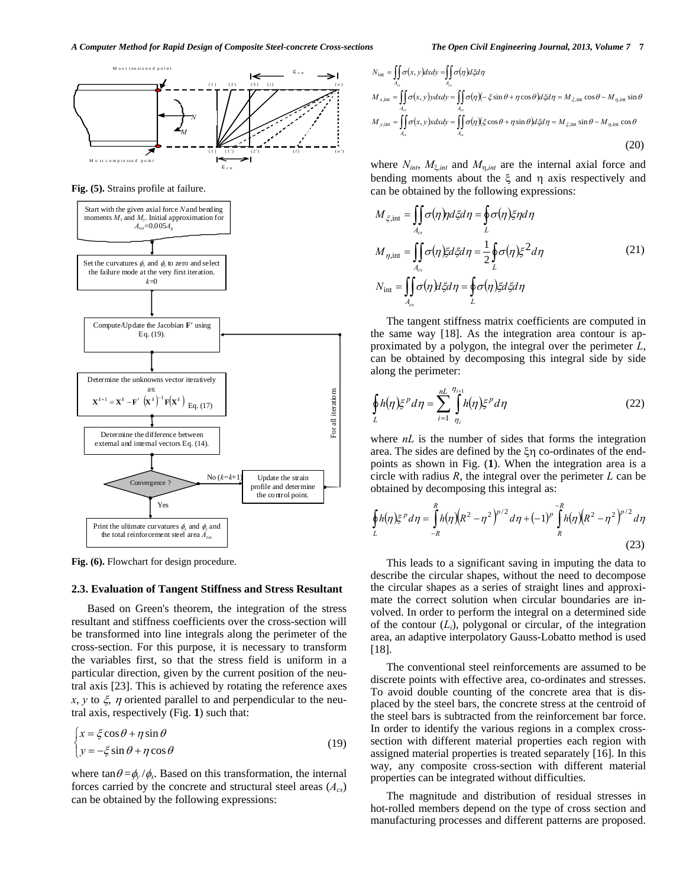**Fig. (5).** Strains profile at failure.

**Fig. (6).** Flowchart for design procedure.

### 2.3. Evaluation of Tangent Stiffness and Stress Resultant

Based on Green's theorem, the integration of the stress resultant and stiffness coefficients over the cross-section will be transformed into line integrals along the perimeter of the cross-section. For this purpose, it is necessary to transform the variables first, so that the stress field is uniform in a particular direction, given by the current position of the neutral axis [23]. This is achieved by rotating the reference axes $x$, $y$ to $\xi$, $\eta$ oriented parallel to and perpendicular to the neutral axis, respectively (Fig. **1**) such that:

$$\begin{cases} x = \xi \cos\theta + \eta \sin\theta \\ y = -\xi \sin\theta + \eta \cos\theta \end{cases} \tag{19}$$

where $\tan\theta = \phi_y / \phi_x$. Based on this transformation, the internal forces carried by the concrete and structural steel areas ($A_{cs}$) can be obtained by the following expressions:

$$\begin{aligned} N_{\text{int}} &= \iint_{A_{cs}} \sigma(x,y)\,dx\,dy = \iint_{A_{cs}} \sigma(\eta)\,d\xi\,d\eta \\ M_{x,\text{int}} &= \iint_{A_{cs}} \sigma(x,y)\,y\,dx\,dy = \iint_{A_{cs}} \sigma(\eta)(-\xi\sin\theta + \eta\cos\theta)\,d\xi\,d\eta = M_{\xi,\text{int}}\cos\theta - M_{\eta,\text{int}}\sin\theta \\ M_{y,\text{int}} &= \iint_{A_{cs}} \sigma(x,y)\,x\,dx\,dy = \iint_{A_{cs}} \sigma(\eta)(\xi\cos\theta + \eta\sin\theta)\,d\xi\,d\eta = M_{\xi,\text{int}}\sin\theta - M_{\eta,\text{int}}\cos\theta \end{aligned} \tag{20}$$

where $N_{int}$, $M_{\xi,int}$ and $M_{\eta,int}$ are the internal axial force and bending moments about the $\xi$ and $\eta$ axis respectively and can be obtained by the following expressions:

$$\begin{aligned} M_{\xi,\text{int}} &= \iint_{A_{cs}} \sigma(\eta)\,\eta\,d\xi\,d\eta = \oint_L \sigma(\eta)\,\xi\,\eta\,d\eta \\ M_{\eta,\text{int}} &= \iint_{A_{cs}} \sigma(\eta)\,\xi\,d\xi\,d\eta = \frac{1}{2}\oint_L \sigma(\eta)\,\xi^2\,d\eta \\ N_{\text{int}} &= \iint_{A_{cs}} \sigma(\eta)\,d\xi\,d\eta = \oint_L \sigma(\eta)\,\xi\,d\xi\,d\eta \end{aligned} \tag{21}$$

The tangent stiffness matrix coefficients are computed in the same way [18]. As the integration area contour is approximated by a polygon, the integral over the perimeter $L$, can be obtained by decomposing this integral side by side along the perimeter:

$$\oint_L h(\eta)\,\xi^p\,d\eta = \sum_{i=1}^{nL} \int_{\eta_i}^{\eta_{i+1}} h(\eta)\,\xi^p\,d\eta \tag{22}$$

where $nL$ is the number of sides that forms the integration area. The sides are defined by the $\xi\eta$ co-ordinates of the end-points as shown in Fig. (**1**). When the integration area is a circle with radius $R$, the integral over the perimeter $L$ can be obtained by decomposing this integral as:

$$\oint_L h(\eta)\,\xi^p\,d\eta = \int_{-R}^{R} h(\eta)\left(R^2 - \eta^2\right)^{p/2} d\eta + (-1)^p \int_{R}^{-R} h(\eta)\left(R^2 - \eta^2\right)^{p/2} d\eta \tag{23}$$

This leads to a significant saving in imputing the data to describe the circular shapes, without the need to decompose the circular shapes as a series of straight lines and approximate the correct solution when circular boundaries are involved. In order to perform the integral on a determined side of the contour ($L_i$), polygonal or circular, of the integration area, an adaptive interpolatory Gauss-Lobatto method is used [18].

The conventional steel reinforcements are assumed to be discrete points with effective area, co-ordinates and stresses. To avoid double counting of the concrete area that is displaced by the steel bars, the concrete stress at the centroid of the steel bars is subtracted from the reinforcement bar force. In order to identify the various regions in a complex cross-section with different material properties each region with assigned material properties is treated separately [16]. In this way, any composite cross-section with different material properties can be integrated without difficulties.

The magnitude and distribution of residual stresses in hot-rolled members depend on the type of cross section and manufacturing processes and different patterns are proposed.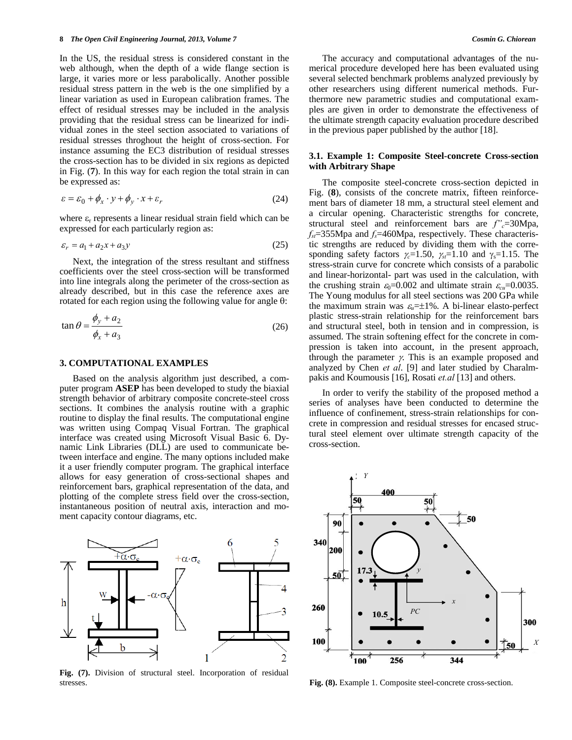In the US, the residual stress is considered constant in the web although, when the depth of a wide flange section is large, it varies more or less parabolically. Another possible residual stress pattern in the web is the one simplified by a linear variation as used in European calibration frames. The effect of residual stresses may be included in the analysis providing that the residual stress can be linearized for individual zones in the steel section associated to variations of residual stresses throghout the height of cross-section. For instance assuming the EC3 distribution of residual stresses the cross-section has to be divided in six regions as depicted in Fig. (**7**). In this way for each region the total strain in can be expressed as:

$$\varepsilon = \varepsilon_0 + \phi_x \cdot y + \phi_y \cdot x + \varepsilon_r \tag{24}$$

where $\varepsilon_r$ represents a linear residual strain field which can be expressed for each particularly region as:

$$\varepsilon_r = a_1 + a_2 x + a_3 y \tag{25}$$

Next, the integration of the stress resultant and stiffness coefficients over the steel cross-section will be transformed into line integrals along the perimeter of the cross-section as already described, but in this case the reference axes are rotated for each region using the following value for angle θ:

$$\tan\theta = \frac{\phi_y + a_2}{\phi_x + a_3} \tag{26}$$

## 3. COMPUTATIONAL EXAMPLES

Based on the analysis algorithm just described, a computer program **ASEP** has been developed to study the biaxial strength behavior of arbitrary composite concrete-steel cross sections. It combines the analysis routine with a graphic routine to display the final results. The computational engine was written using Compaq Visual Fortran. The graphical interface was created using Microsoft Visual Basic 6. Dynamic Link Libraries (DLL) are used to communicate between interface and engine. The many options included make it a user friendly computer program. The graphical interface allows for easy generation of cross-sectional shapes and reinforcement bars, graphical representation of the data, and plotting of the complete stress field over the cross-section, instantaneous position of neutral axis, interaction and moment capacity contour diagrams, etc.

**Fig. (7).** Division of structural steel. Incorporation of residual stresses.

The accuracy and computational advantages of the numerical procedure developed here has been evaluated using several selected benchmark problems analyzed previously by other researchers using different numerical methods. Furthermore new parametric studies and computational examples are given in order to demonstrate the effectiveness of the ultimate strength capacity evaluation procedure described in the previous paper published by the author [18].

### 3.1. Example 1: Composite Steel-concrete Cross-section with Arbitrary Shape

The composite steel-concrete cross-section depicted in Fig. (**8**), consists of the concrete matrix, fifteen reinforcement bars of diameter 18 mm, a structural steel element and a circular opening. Characteristic strengths for concrete, structural steel and reinforcement bars are $f''_c$=30Mpa, $f_{st}$=355Mpa and $f_s$=460Mpa, respectively. These characteristic strengths are reduced by dividing them with the corresponding safety factors $\gamma_c$=1.50, $\gamma_{st}$=1.10 and $\gamma_s$=1.15. The stress-strain curve for concrete which consists of a parabolic and linear-horizontal- part was used in the calculation, with the crushing strain $\varepsilon_0$=0.002 and ultimate strain $\varepsilon_{cu}$=0.0035. The Young modulus for all steel sections was 200 GPa while the maximum strain was $\varepsilon_u$=±1%. A bi-linear elasto-perfect plastic stress-strain relationship for the reinforcement bars and structural steel, both in tension and in compression, is assumed. The strain softening effect for the concrete in compression is taken into account, in the present approach, through the parameter $\gamma$. This is an example proposed and analyzed by Chen *et al*. [9] and later studied by Charalmpakis and Koumousis [16], Rosati *et.al* [13] and others.

In order to verify the stability of the proposed method a series of analyses have been conducted to determine the influence of confinement, stress-strain relationships for concrete in compression and residual stresses for encased structural steel element over ultimate strength capacity of the cross-section.

**Fig. (8).** Example 1. Composite steel-concrete cross-section.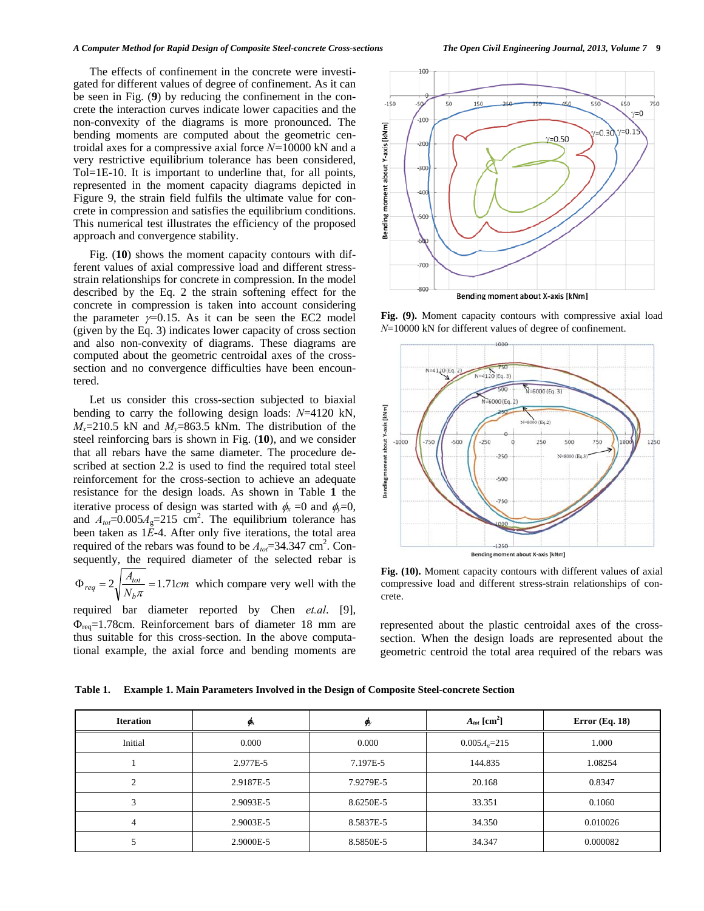The effects of confinement in the concrete were investigated for different values of degree of confinement. As it can be seen in Fig. (**9**) by reducing the confinement in the concrete the interaction curves indicate lower capacities and the non-convexity of the diagrams is more pronounced. The bending moments are computed about the geometric centroidal axes for a compressive axial force $N$=10000 kN and a very restrictive equilibrium tolerance has been considered, Tol=1E-10. It is important to underline that, for all points, represented in the moment capacity diagrams depicted in Figure 9, the strain field fulfils the ultimate value for concrete in compression and satisfies the equilibrium conditions. This numerical test illustrates the efficiency of the proposed approach and convergence stability.

Fig. (**10**) shows the moment capacity contours with different values of axial compressive load and different stress-strain relationships for concrete in compression. In the model described by the Eq. 2 the strain softening effect for the concrete in compression is taken into account considering the parameter $\gamma$=0.15. As it can be seen the EC2 model (given by the Eq. 3) indicates lower capacity of cross section and also non-convexity of diagrams. These diagrams are computed about the geometric centroidal axes of the cross-section and no convergence difficulties have been encountered.

Let us consider this cross-section subjected to biaxial bending to carry the following design loads: $N$=4120 kN, $M_x$=210.5 kN and $M_y$=863.5 kNm. The distribution of the steel reinforcing bars is shown in Fig. (**10**), and we consider that all rebars have the same diameter. The procedure described at section 2.2 is used to find the required total steel reinforcement for the cross-section to achieve an adequate resistance for the design loads. As shown in Table **1** the iterative process of design was started with $\phi_x$ =0 and $\phi_y$=0, and $A_{tot}$=0.005$A_g$=215 cm$^2$. The equilibrium tolerance has been taken as 1$E$-4. After only five iterations, the total area required of the rebars was found to be $A_{tot}$=34.347 cm$^2$. Consequently, the required diameter of the selected rebar is $\Phi_{req} = 2\sqrt{\dfrac{A_{tot}}{N_b \pi}} = 1.71cm$ which compare very well with the required bar diameter reported by Chen *et.al.* [9], $\Phi_{req}$=1.78cm. Reinforcement bars of diameter 18 mm are thus suitable for this cross-section. In the above computational example, the axial force and bending moments are represented about the plastic centroidal axes of the cross-section. When the design loads are represented about the geometric centroid the total area required of the rebars was

Bending moment about Y-axis [kNm]
Bending moment about X-axis [kNm]
γ=0
γ=0.30
γ=0.15
γ=0.50

**Fig. (9).** Moment capacity contours with compressive axial load $N$=10000 kN for different values of degree of confinement.

Bending moment about Y-axis [kNm]
Bending moment about X-axis [kNm]
N=4120 (Eq. 2)
N=4120 (Eq. 3)
N=6000 (Eq. 3)
N=6000 (Eq. 2)
N=8000 (Eq.2)
N=8000 (Eq.3)

**Fig. (10).** Moment capacity contours with different values of axial compressive load and different stress-strain relationships of concrete.

**Table 1. Example 1. Main Parameters Involved in the Design of Composite Steel-concrete Section**

| Iteration | $\phi_x$ | $\phi_y$ | $A_{tot}$ [cm$^2$] | Error (Eq. 18) |
|---|---|---|---|---|
| Initial | 0.000 | 0.000 | 0.005$A_g$=215 | 1.000 |
| 1 | 2.977E-5 | 7.197E-5 | 144.835 | 1.08254 |
| 2 | 2.9187E-5 | 7.9279E-5 | 20.168 | 0.8347 |
| 3 | 2.9093E-5 | 8.6250E-5 | 33.351 | 0.1060 |
| 4 | 2.9003E-5 | 8.5837E-5 | 34.350 | 0.010026 |
| 5 | 2.9000E-5 | 8.5850E-5 | 34.347 | 0.000082 |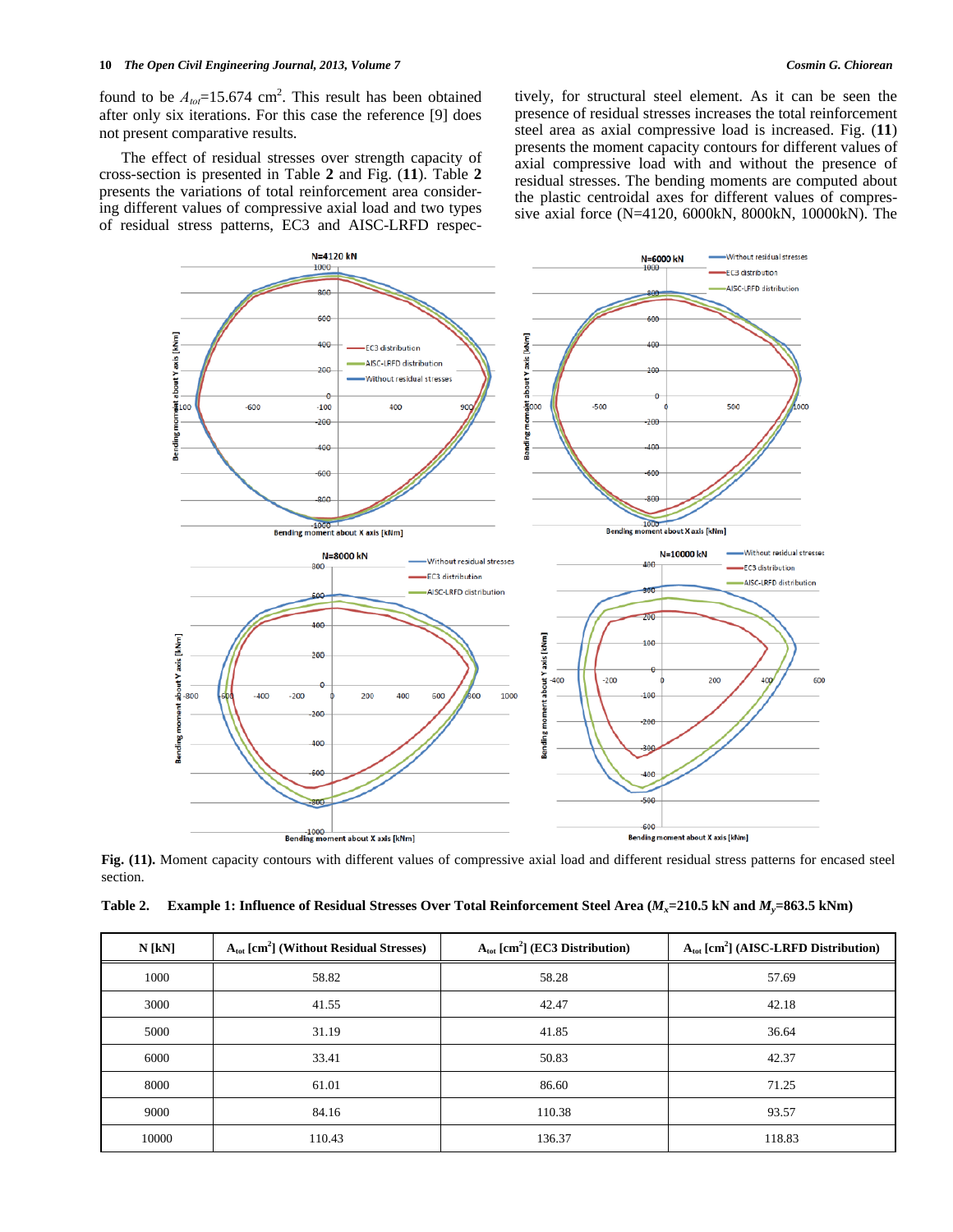found to be $A_{tot}$=15.674 cm$^2$. This result has been obtained after only six iterations. For this case the reference [9] does not present comparative results.

The effect of residual stresses over strength capacity of cross-section is presented in Table **2** and Fig. (**11**). Table **2** presents the variations of total reinforcement area considering different values of compressive axial load and two types of residual stress patterns, EC3 and AISC-LRFD respectively, for structural steel element. As it can be seen the presence of residual stresses increases the total reinforcement steel area as axial compressive load is increased. Fig. (**11**) presents the moment capacity contours for different values of axial compressive load with and without the presence of residual stresses. The bending moments are computed about the plastic centroidal axes for different values of compressive axial force (N=4120, 6000kN, 8000kN, 10000kN). The

N=4120 kN

EC3 distribution

AISC-LRFD distribution

Without residual stresses

Bending moment about Y axis [kNm]

Bending moment about X axis [kNm]

N=6000 kN

Without residual stresses

EC3 distribution

AISC-LRFD distribution

Bending moment about Y axis [kNm]

Bending moment about X axis [kNm]

N=8000 kN

Without residual stresses

EC3 distribution

AISC-LRFD distribution

Bending moment about Y axis [kNm]

Bending moment about X axis [kNm]

N=10000 kN

Without residual stresses

EC3 distribution

AISC-LRFD distribution

Bending moment about Y axis [kNm]

Bending moment about X axis [kNm]

**Fig. (11).** Moment capacity contours with different values of compressive axial load and different residual stress patterns for encased steel section.

**Table 2. Example 1: Influence of Residual Stresses Over Total Reinforcement Steel Area ($M_x$=210.5 kN and $M_y$=863.5 kNm)**

| N [kN] | $A_{tot}$ [cm$^2$] (Without Residual Stresses) | $A_{tot}$ [cm$^2$] (EC3 Distribution) | $A_{tot}$ [cm$^2$] (AISC-LRFD Distribution) |
|---|---|---|---|
| 1000 | 58.82 | 58.28 | 57.69 |
| 3000 | 41.55 | 42.47 | 42.18 |
| 5000 | 31.19 | 41.85 | 36.64 |
| 6000 | 33.41 | 50.83 | 42.37 |
| 8000 | 61.01 | 86.60 | 71.25 |
| 9000 | 84.16 | 110.38 | 93.57 |
| 10000 | 110.43 | 136.37 | 118.83 |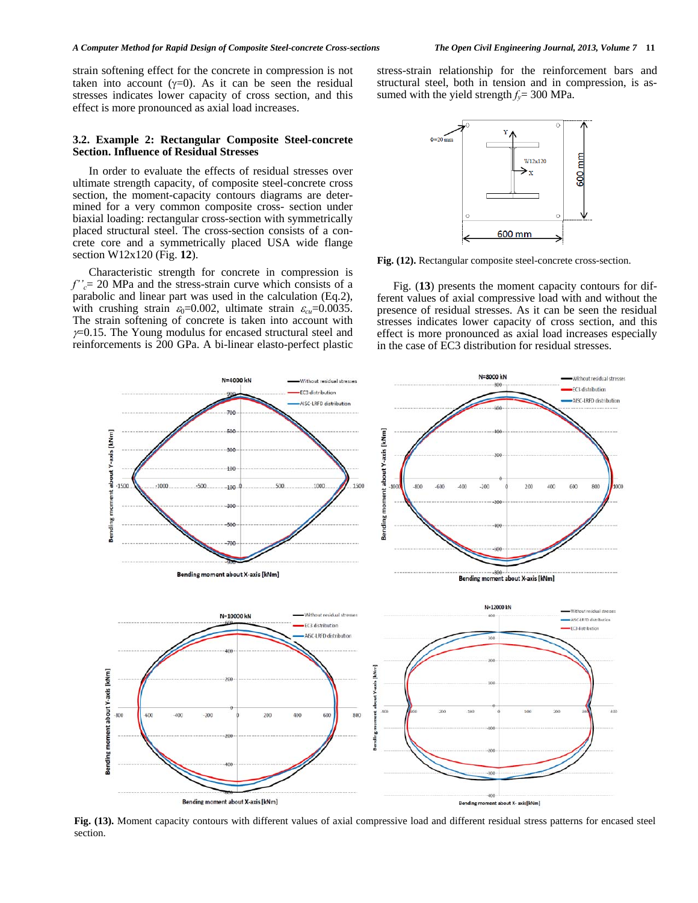strain softening effect for the concrete in compression is not taken into account ($\gamma$=0). As it can be seen the residual stresses indicates lower capacity of cross section, and this effect is more pronounced as axial load increases.

### 3.2. Example 2: Rectangular Composite Steel-concrete Section. Influence of Residual Stresses

In order to evaluate the effects of residual stresses over ultimate strength capacity, of composite steel-concrete cross section, the moment-capacity contours diagrams are determined for a very common composite cross- section under biaxial loading: rectangular cross-section with symmetrically placed structural steel. The cross-section consists of a concrete core and a symmetrically placed USA wide flange section W12x120 (Fig. **12**).

Characteristic strength for concrete in compression is $f''_c$= 20 MPa and the stress-strain curve which consists of a parabolic and linear part was used in the calculation (Eq.2), with crushing strain $\varepsilon_0$=0.002, ultimate strain $\varepsilon_{cu}$=0.0035. The strain softening of concrete is taken into account with $\gamma$=0.15. The Young modulus for encased structural steel and reinforcements is 200 GPa. A bi-linear elasto-perfect plastic stress-strain relationship for the reinforcement bars and structural steel, both in tension and in compression, is assumed with the yield strength $f_y$= 300 MPa.

Φ=20 mm
Y
W12x120
X
600 mm
600 mm

**Fig. (12).** Rectangular composite steel-concrete cross-section.

Fig. (**13**) presents the moment capacity contours for different values of axial compressive load with and without the presence of residual stresses. As it can be seen the residual stresses indicates lower capacity of cross section, and this effect is more pronounced as axial load increases especially in the case of EC3 distribution for residual stresses.

N=4000 kN
Without residual stresses
EC3 distribution
AISC-LRFD distribution
Bending moment about Y-axis [kNm]
Bending moment about X-axis [kNm]

N=8000 kN
Without residual stresses
EC3 distribution
AISC-LRFD distribution
Bending moment about Y-axis [kNm]
Bending moment about X-axis [kNm]

N=10000 kN
Without residual stresses
EC3 distribution
AISC-LRFD distribution
Bending moment about Y-axis [kNm]
Bending moment about X-axis [kNm]

N=12000 kN
Without residual stresses
AISC-LRFD distribution
EC3 distribution
Bending moment about Y-axis [kNm]
Bending moment about X- axis [kNm]

**Fig. (13).** Moment capacity contours with different values of axial compressive load and different residual stress patterns for encased steel section.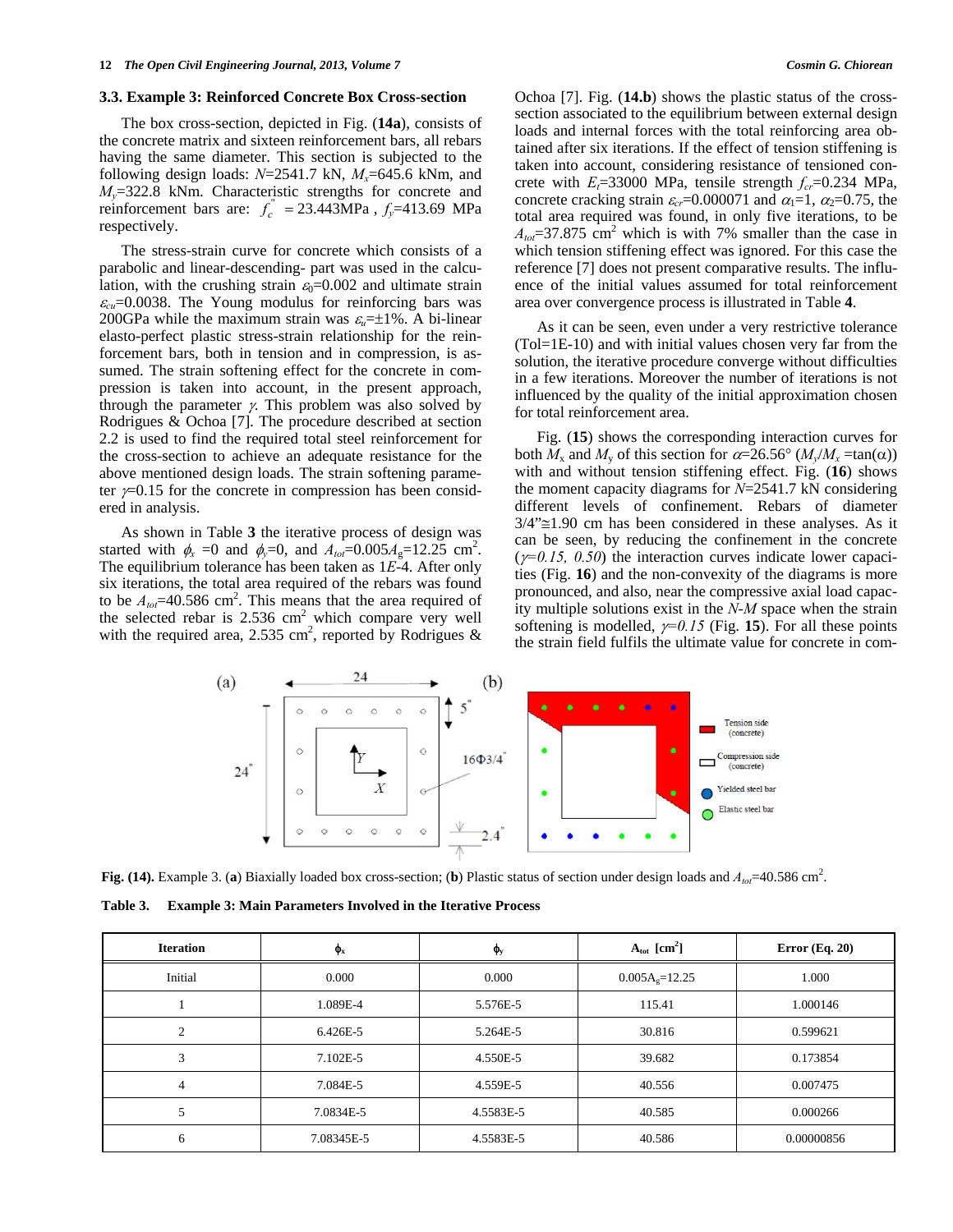### 3.3. Example 3: Reinforced Concrete Box Cross-section

The box cross-section, depicted in Fig. (**14a**), consists of the concrete matrix and sixteen reinforcement bars, all rebars having the same diameter. This section is subjected to the following design loads: $N$=2541.7 kN, $M_x$=645.6 kNm, and $M_y$=322.8 kNm. Characteristic strengths for concrete and reinforcement bars are: $f_c'' = 23.443$MPa , $f_y$=413.69 MPa respectively.

The stress-strain curve for concrete which consists of a parabolic and linear-descending- part was used in the calculation, with the crushing strain $\varepsilon_0$=0.002 and ultimate strain $\varepsilon_{cu}$=0.0038. The Young modulus for reinforcing bars was 200GPa while the maximum strain was $\varepsilon_u$=±1%. A bi-linear elasto-perfect plastic stress-strain relationship for the reinforcement bars, both in tension and in compression, is assumed. The strain softening effect for the concrete in compression is taken into account, in the present approach, through the parameter $\gamma$. This problem was also solved by Rodrigues & Ochoa [7]. The procedure described at section 2.2 is used to find the required total steel reinforcement for the cross-section to achieve an adequate resistance for the above mentioned design loads. The strain softening parameter $\gamma$=0.15 for the concrete in compression has been considered in analysis.

As shown in Table **3** the iterative process of design was started with $\phi_x$ =0 and $\phi_y$=0, and $A_{tot}$=0.005$A_g$=12.25 cm$^2$. The equilibrium tolerance has been taken as 1$E$-4. After only six iterations, the total area required of the rebars was found to be $A_{tot}$=40.586 cm$^2$. This means that the area required of the selected rebar is 2.536 cm$^2$ which compare very well with the required area, 2.535 cm$^2$, reported by Rodrigues & Ochoa [7]. Fig. (**14.b**) shows the plastic status of the cross-section associated to the equilibrium between external design loads and internal forces with the total reinforcing area obtained after six iterations. If the effect of tension stiffening is taken into account, considering resistance of tensioned concrete with $E_c$=33000 MPa, tensile strength $f_{cr}$=0.234 MPa, concrete cracking strain $\varepsilon_{cr}$=0.000071 and $\alpha_1$=1, $\alpha_2$=0.75, the total area required was found, in only five iterations, to be $A_{tot}$=37.875 cm$^2$ which is with 7% smaller than the case in which tension stiffening effect was ignored. For this case the reference [7] does not present comparative results. The influence of the initial values assumed for total reinforcement area over convergence process is illustrated in Table **4**.

As it can be seen, even under a very restrictive tolerance (Tol=1E-10) and with initial values chosen very far from the solution, the iterative procedure converge without difficulties in a few iterations. Moreover the number of iterations is not influenced by the quality of the initial approximation chosen for total reinforcement area.

Fig. (**15**) shows the corresponding interaction curves for both $M_x$ and $M_y$ of this section for $\alpha$=26.56° ($M_y/M_x$ =tan($\alpha$)) with and without tension stiffening effect. Fig. (**16**) shows the moment capacity diagrams for $N$=2541.7 kN considering different levels of confinement. Rebars of diameter 3/4"≅1.90 cm has been considered in these analyses. As it can be seen, by reducing the confinement in the concrete ($\gamma$=0.15, 0.50) the interaction curves indicate lower capacities (Fig. **16**) and the non-convexity of the diagrams is more pronounced, and also, near the compressive axial load capacity multiple solutions exist in the $N$-$M$ space when the strain softening is modelled, $\gamma$=0.15 (Fig. **15**). For all these points the strain field fulfils the ultimate value for concrete in com-

**Fig. (14).** Example 3. (**a**) Biaxially loaded box cross-section; (**b**) Plastic status of section under design loads and $A_{tot}$=40.586 cm$^2$.

**Table 3. Example 3: Main Parameters Involved in the Iterative Process**

| Iteration | $\phi_x$ | $\phi_y$ | $A_{tot}$ [cm$^2$] | Error (Eq. 20) |
|---|---|---|---|---|
| Initial | 0.000 | 0.000 | 0.005$A_g$=12.25 | 1.000 |
| 1 | 1.089E-4 | 5.576E-5 | 115.41 | 1.000146 |
| 2 | 6.426E-5 | 5.264E-5 | 30.816 | 0.599621 |
| 3 | 7.102E-5 | 4.550E-5 | 39.682 | 0.173854 |
| 4 | 7.084E-5 | 4.559E-5 | 40.556 | 0.007475 |
| 5 | 7.0834E-5 | 4.5583E-5 | 40.585 | 0.000266 |
| 6 | 7.08345E-5 | 4.5583E-5 | 40.586 | 0.00000856 |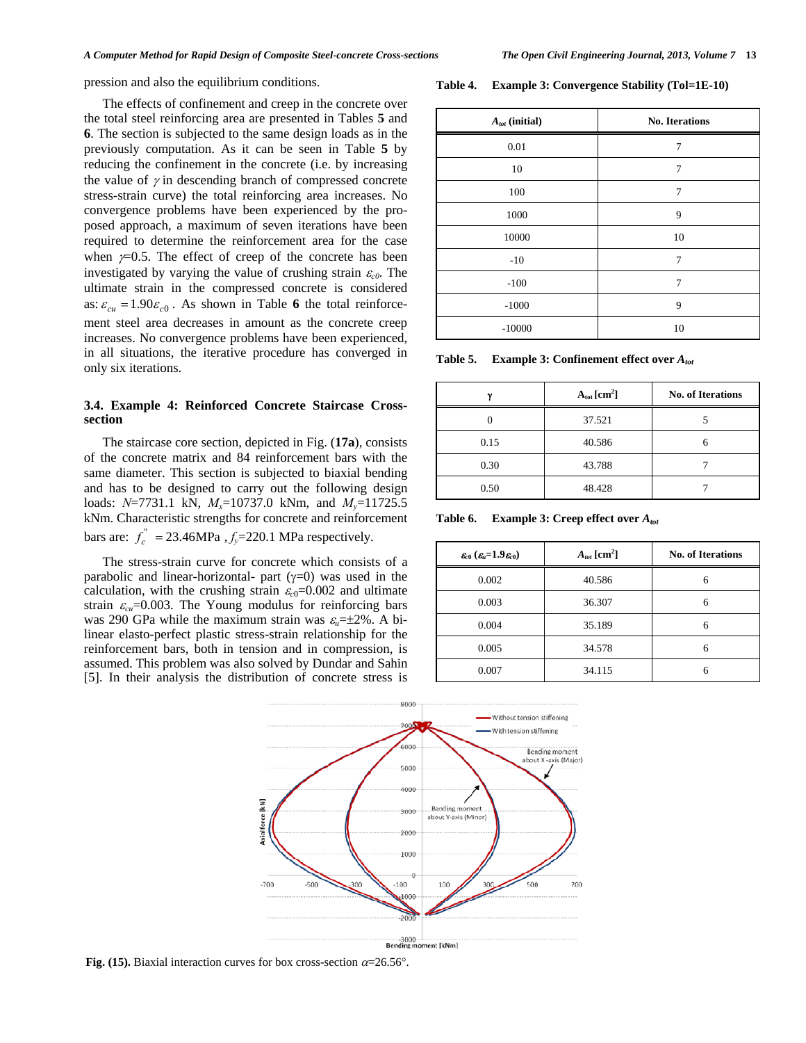pression and also the equilibrium conditions.

The effects of confinement and creep in the concrete over the total steel reinforcing area are presented in Tables **5** and **6**. The section is subjected to the same design loads as in the previously computation. As it can be seen in Table **5** by reducing the confinement in the concrete (i.e. by increasing the value of $\gamma$ in descending branch of compressed concrete stress-strain curve) the total reinforcing area increases. No convergence problems have been experienced by the proposed approach, a maximum of seven iterations have been required to determine the reinforcement area for the case when $\gamma$=0.5. The effect of creep of the concrete has been investigated by varying the value of crushing strain $\varepsilon_{c0}$. The ultimate strain in the compressed concrete is considered as: $\varepsilon_{cu} = 1.90\varepsilon_{c0}$. As shown in Table **6** the total reinforcement steel area decreases in amount as the concrete creep increases. No convergence problems have been experienced, in all situations, the iterative procedure has converged in only six iterations.

### 3.4. Example 4: Reinforced Concrete Staircase Cross-section

The staircase core section, depicted in Fig. (**17a**), consists of the concrete matrix and 84 reinforcement bars with the same diameter. This section is subjected to biaxial bending and has to be designed to carry out the following design loads: $N$=7731.1 kN, $M_x$=10737.0 kNm, and $M_y$=11725.5 kNm. Characteristic strengths for concrete and reinforcement bars are: $f_c'' = 23.46$MPa , $f_y$=220.1 MPa respectively.

The stress-strain curve for concrete which consists of a parabolic and linear-horizontal- part (γ=0) was used in the calculation, with the crushing strain $\varepsilon_{c0}$=0.002 and ultimate strain $\varepsilon_{cu}$=0.003. The Young modulus for reinforcing bars was 290 GPa while the maximum strain was $\varepsilon_u$=±2%. A bilinear elasto-perfect plastic stress-strain relationship for the reinforcement bars, both in tension and in compression, is assumed. This problem was also solved by Dundar and Sahin [5]. In their analysis the distribution of concrete stress is

**Table 4. Example 3: Convergence Stability (Tol=1E-10)**

| $A_{tot}$ (initial) | No. Iterations |
|---|---|
| 0.01 | 7 |
| 10 | 7 |
| 100 | 7 |
| 1000 | 9 |
| 10000 | 10 |
| -10 | 7 |
| -100 | 7 |
| -1000 | 9 |
| -10000 | 10 |

**Table 5. Example 3: Confinement effect over $A_{tot}$**

| γ | $A_{tot}$ [cm$^2$] | No. of Iterations |
|---|---|---|
| 0 | 37.521 | 5 |
| 0.15 | 40.586 | 6 |
| 0.30 | 43.788 | 7 |
| 0.50 | 48.428 | 7 |

**Table 6. Example 3: Creep effect over $A_{tot}$**

| $\varepsilon_{c0}$ ($\varepsilon_u$=1.9$\varepsilon_{c0}$) | $A_{tot}$ [cm$^2$] | No. of Iterations |
|---|---|---|
| 0.002 | 40.586 | 6 |
| 0.003 | 36.307 | 6 |
| 0.004 | 35.189 | 6 |
| 0.005 | 34.578 | 6 |
| 0.007 | 34.115 | 6 |

Without tension stiffening
With tension stiffening
Bending moment about X-axis (Major)
Bending moment about Y-axis (Minor)
Axial force [kN]
Bending moment [kNm]
8000
7000
6000
5000
4000
3000
2000
1000
0
-1000
-2000
-3000
-700 -500 -300 -100 100 300 500 700

**Fig. (15).** Biaxial interaction curves for box cross-section $\alpha$=26.56°.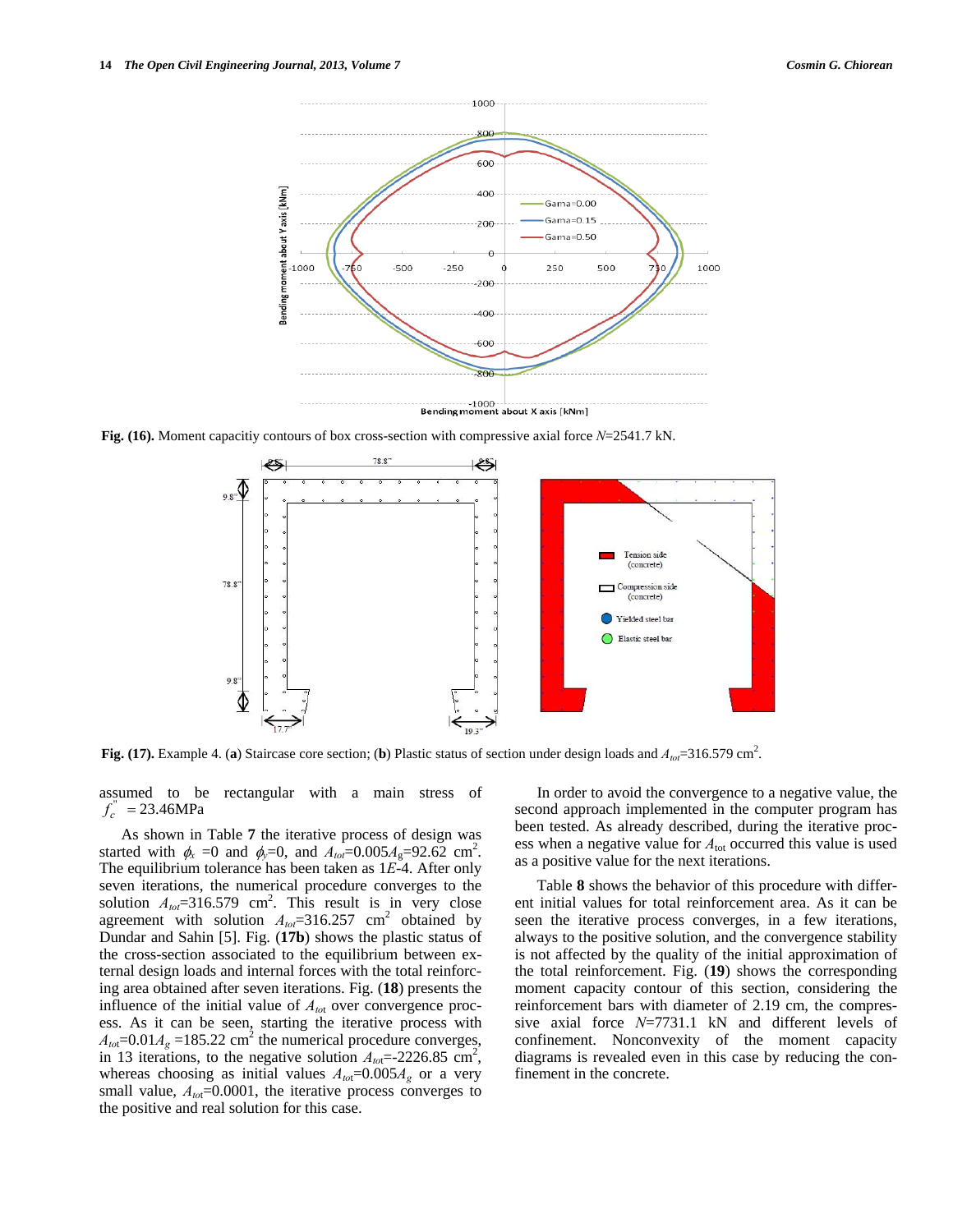1000
800
600
400
200
0
-1000
-750
-500
-250
0
250
500
750
1000
-200
-400
-600
-800
-1000

Bending moment about Y axis [kNm]

Bending moment about X axis [kNm]

Gama=0.00
Gama=0.15
Gama=0.50

**Fig. (16).** Moment capacitiy contours of box cross-section with compressive axial force $N$=2541.7 kN.

9.8"
78.8"
9.8"
9.8"
78.8"
9.8"
17.7"
19.3"

Tension side (concrete)
Compression side (concrete)
Yielded steel bar
Elastic steel bar

**Fig. (17).** Example 4. (**a**) Staircase core section; (**b**) Plastic status of section under design loads and $A_{tot}$=316.579 cm$^2$.

assumed to be rectangular with a main stress of $f_c'' = 23.46$MPa

As shown in Table **7** the iterative process of design was started with $\phi_x$ =0 and $\phi_y$=0, and $A_{tot}$=0.005$A_g$=92.62 cm$^2$. The equilibrium tolerance has been taken as 1$E$-4. After only seven iterations, the numerical procedure converges to the solution $A_{tot}$=316.579 cm$^2$. This result is in very close agreement with solution $A_{tot}$=316.257 cm$^2$ obtained by Dundar and Sahin [5]. Fig. (**17b**) shows the plastic status of the cross-section associated to the equilibrium between external design loads and internal forces with the total reinforcing area obtained after seven iterations. Fig. (**18**) presents the influence of the initial value of $A_{tot}$ over convergence process. As it can be seen, starting the iterative process with $A_{tot}$=0.01$A_g$ =185.22 cm$^2$ the numerical procedure converges, in 13 iterations, to the negative solution $A_{tot}$=-2226.85 cm$^2$, whereas choosing as initial values $A_{tot}$=0.005$A_g$ or a very small value, $A_{tot}$=0.0001, the iterative process converges to the positive and real solution for this case.

In order to avoid the convergence to a negative value, the second approach implemented in the computer program has been tested. As already described, during the iterative process when a negative value for $A_{tot}$ occurred this value is used as a positive value for the next iterations.

Table **8** shows the behavior of this procedure with different initial values for total reinforcement area. As it can be seen the iterative process converges, in a few iterations, always to the positive solution, and the convergence stability is not affected by the quality of the initial approximation of the total reinforcement. Fig. (**19**) shows the corresponding moment capacity contour of this section, considering the reinforcement bars with diameter of 2.19 cm, the compressive axial force $N$=7731.1 kN and different levels of confinement. Nonconvexity of the moment capacity diagrams is revealed even in this case by reducing the confinement in the concrete.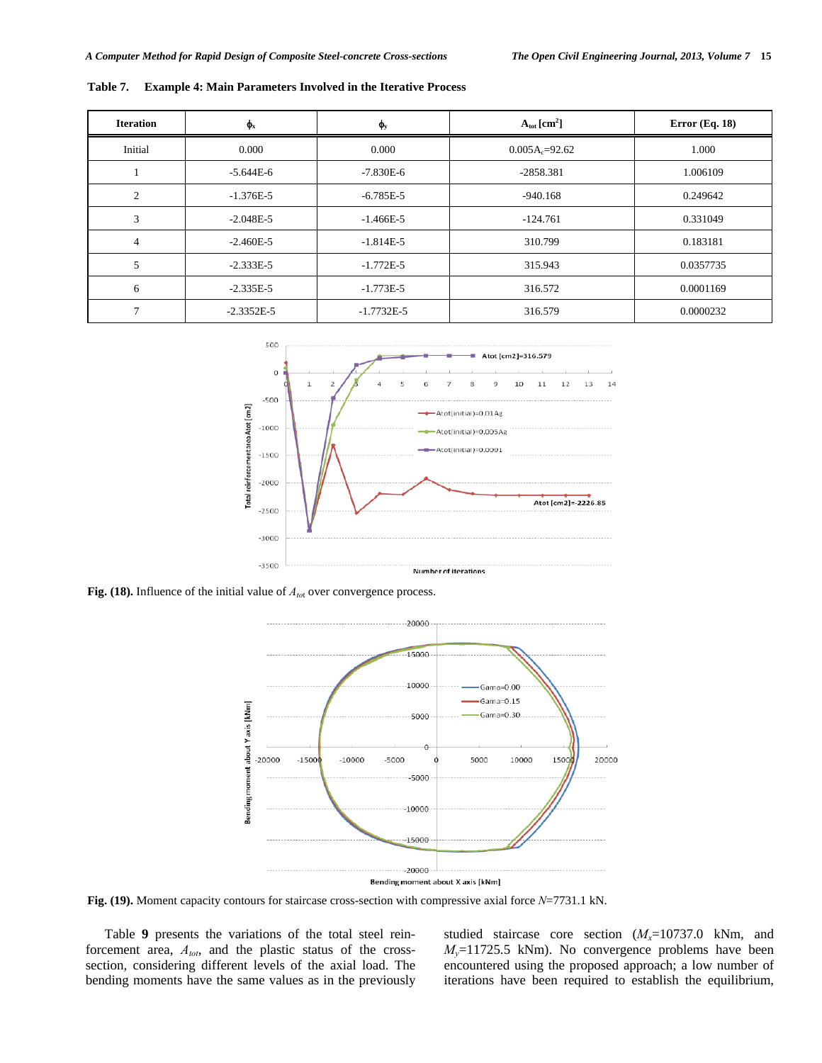**Table 7. Example 4: Main Parameters Involved in the Iterative Process**

| Iteration | $\phi_x$ | $\phi_y$ | $A_{tot}$ [cm$^2$] | Error (Eq. 18) |
|---|---|---|---|---|
| Initial | 0.000 | 0.000 | $0.005A_c$=92.62 | 1.000 |
| 1 | -5.644E-6 | -7.830E-6 | -2858.381 | 1.006109 |
| 2 | -1.376E-5 | -6.785E-5 | -940.168 | 0.249642 |
| 3 | -2.048E-5 | -1.466E-5 | -124.761 | 0.331049 |
| 4 | -2.460E-5 | -1.814E-5 | 310.799 | 0.183181 |
| 5 | -2.333E-5 | -1.772E-5 | 315.943 | 0.0357735 |
| 6 | -2.335E-5 | -1.773E-5 | 316.572 | 0.0001169 |
| 7 | -2.3352E-5 | -1.7732E-5 | 316.579 | 0.0000232 |

**Fig. (18).** Influence of the initial value of $A_{tot}$ over convergence process.

**Fig. (19).** Moment capacity contours for staircase cross-section with compressive axial force $N$=7731.1 kN.

Table **9** presents the variations of the total steel reinforcement area, $A_{tot}$, and the plastic status of the cross-section, considering different levels of the axial load. The bending moments have the same values as in the previously studied staircase core section ($M_x$=10737.0 kNm, and $M_y$=11725.5 kNm). No convergence problems have been encountered using the proposed approach; a low number of iterations have been required to establish the equilibrium,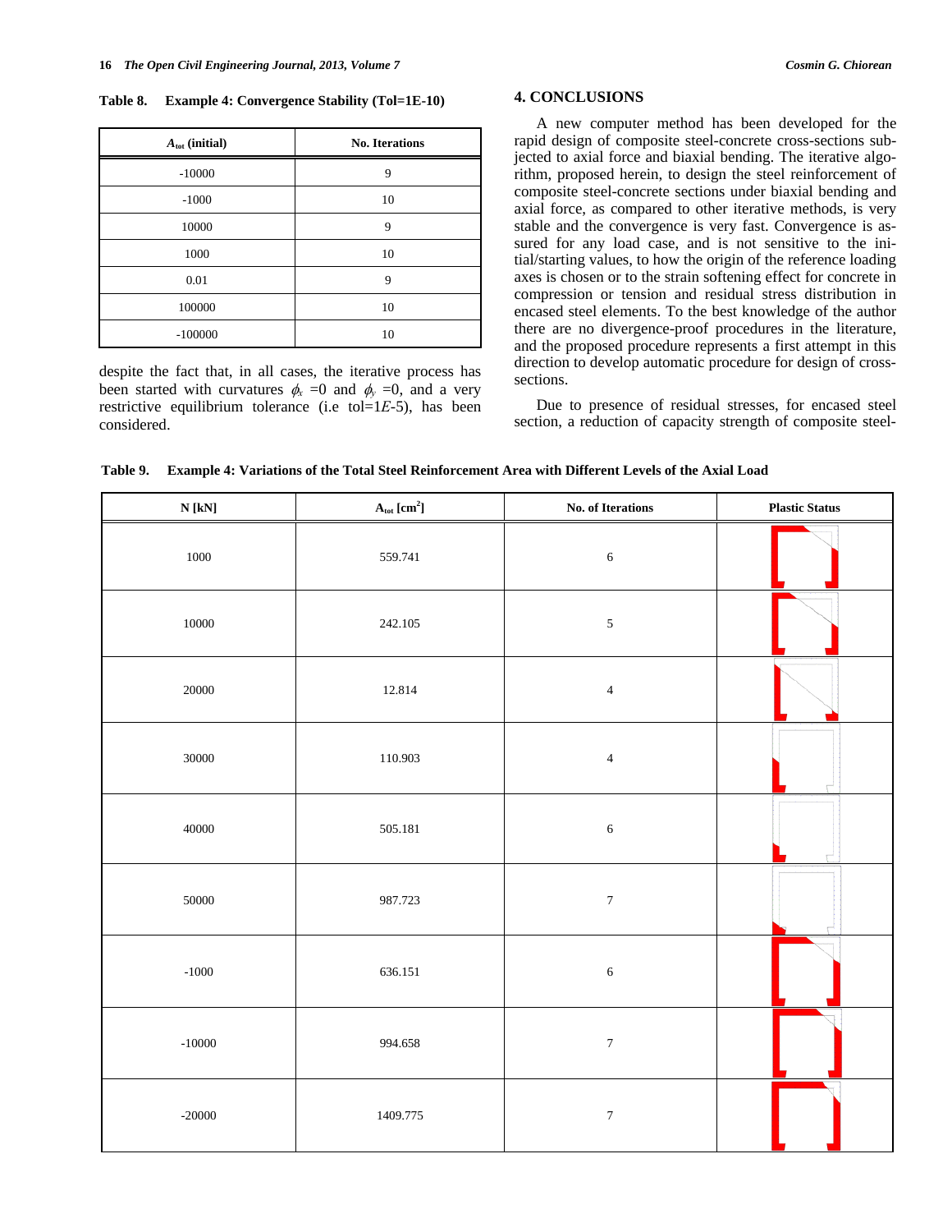**Table 8. Example 4: Convergence Stability (Tol=1E-10)**

| $A_{tot}$ (initial) | No. Iterations |
|---|---|
| -10000 | 9 |
| -1000 | 10 |
| 10000 | 9 |
| 1000 | 10 |
| 0.01 | 9 |
| 100000 | 10 |
| -100000 | 10 |

despite the fact that, in all cases, the iterative process has been started with curvatures $\phi_x$ =0 and $\phi_y$ =0, and a very restrictive equilibrium tolerance (i.e tol=1$E$-5), has been considered.

## 4. CONCLUSIONS

A new computer method has been developed for the rapid design of composite steel-concrete cross-sections subjected to axial force and biaxial bending. The iterative algorithm, proposed herein, to design the steel reinforcement of composite steel-concrete sections under biaxial bending and axial force, as compared to other iterative methods, is very stable and the convergence is very fast. Convergence is assured for any load case, and is not sensitive to the initial/starting values, to how the origin of the reference loading axes is chosen or to the strain softening effect for concrete in compression or tension and residual stress distribution in encased steel elements. To the best knowledge of the author there are no divergence-proof procedures in the literature, and the proposed procedure represents a first attempt in this direction to develop automatic procedure for design of cross-sections.

Due to presence of residual stresses, for encased steel section, a reduction of capacity strength of composite steel-

**Table 9. Example 4: Variations of the Total Steel Reinforcement Area with Different Levels of the Axial Load**

| N [kN] | $A_{tot}$ [cm$^2$] | No. of Iterations | Plastic Status |
|---|---|---|---|
| 1000 | 559.741 | 6 | |
| 10000 | 242.105 | 5 | |
| 20000 | 12.814 | 4 | |
| 30000 | 110.903 | 4 | |
| 40000 | 505.181 | 6 | |
| 50000 | 987.723 | 7 | |
| -1000 | 636.151 | 6 | |
| -10000 | 994.658 | 7 | |
| -20000 | 1409.775 | 7 | |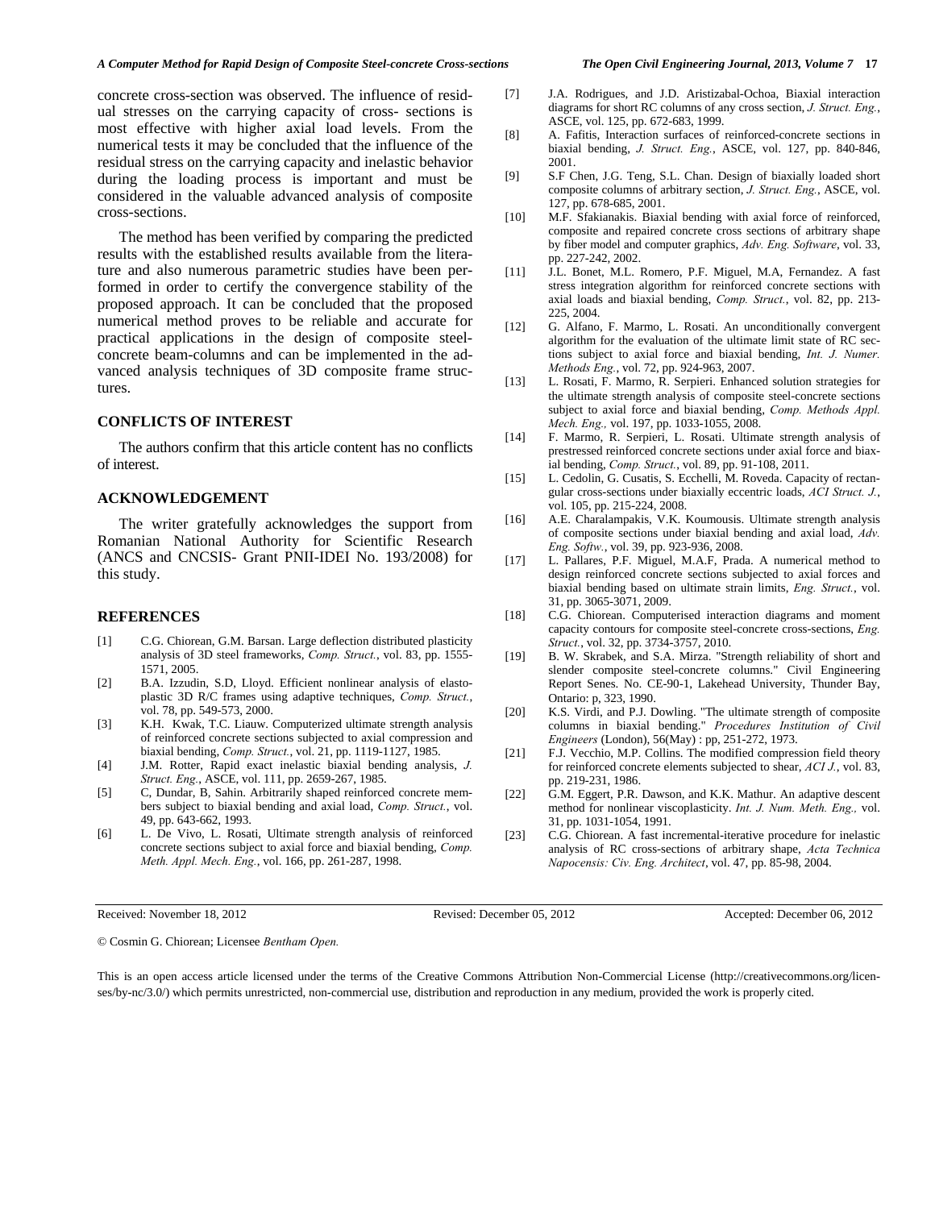concrete cross-section was observed. The influence of residual stresses on the carrying capacity of cross- sections is most effective with higher axial load levels. From the numerical tests it may be concluded that the influence of the residual stress on the carrying capacity and inelastic behavior during the loading process is important and must be considered in the valuable advanced analysis of composite cross-sections.

The method has been verified by comparing the predicted results with the established results available from the literature and also numerous parametric studies have been performed in order to certify the convergence stability of the proposed approach. It can be concluded that the proposed numerical method proves to be reliable and accurate for practical applications in the design of composite steel-concrete beam-columns and can be implemented in the advanced analysis techniques of 3D composite frame structures.

## CONFLICTS OF INTEREST

The authors confirm that this article content has no conflicts of interest.

## ACKNOWLEDGEMENT

The writer gratefully acknowledges the support from Romanian National Authority for Scientific Research (ANCS and CNCSIS- Grant PNII-IDEI No. 193/2008) for this study.

## REFERENCES

[1] C.G. Chiorean, G.M. Barsan. Large deflection distributed plasticity analysis of 3D steel frameworks, *Comp. Struct.*, vol. 83, pp. 1555-1571, 2005.

[2] B.A. Izzudin, S.D, Lloyd. Efficient nonlinear analysis of elasto-plastic 3D R/C frames using adaptive techniques, *Comp. Struct.*, vol. 78, pp. 549-573, 2000.

[3] K.H. Kwak, T.C. Liauw. Computerized ultimate strength analysis of reinforced concrete sections subjected to axial compression and biaxial bending, *Comp. Struct.*, vol. 21, pp. 1119-1127, 1985.

[4] J.M. Rotter, Rapid exact inelastic biaxial bending analysis, *J. Struct. Eng.*, ASCE, vol. 111, pp. 2659-267, 1985.

[5] C, Dundar, B, Sahin. Arbitrarily shaped reinforced concrete members subject to biaxial bending and axial load, *Comp. Struct.*, vol. 49, pp. 643-662, 1993.

[6] L. De Vivo, L. Rosati, Ultimate strength analysis of reinforced concrete sections subject to axial force and biaxial bending, *Comp. Meth. Appl. Mech. Eng.*, vol. 166, pp. 261-287, 1998.

[7] J.A. Rodrigues, and J.D. Aristizabal-Ochoa, Biaxial interaction diagrams for short RC columns of any cross section, *J. Struct. Eng.*, ASCE, vol. 125, pp. 672-683, 1999.

[8] A. Fafitis, Interaction surfaces of reinforced-concrete sections in biaxial bending, *J. Struct. Eng.*, ASCE, vol. 127, pp. 840-846, 2001.

[9] S.F Chen, J.G. Teng, S.L. Chan. Design of biaxially loaded short composite columns of arbitrary section, *J. Struct. Eng.*, ASCE, vol. 127, pp. 678-685, 2001.

[10] M.F. Sfakianakis. Biaxial bending with axial force of reinforced, composite and repaired concrete cross sections of arbitrary shape by fiber model and computer graphics, *Adv. Eng. Software*, vol. 33, pp. 227-242, 2002.

[11] J.L. Bonet, M.L. Romero, P.F. Miguel, M.A, Fernandez. A fast stress integration algorithm for reinforced concrete sections with axial loads and biaxial bending, *Comp. Struct.*, vol. 82, pp. 213-225, 2004.

[12] G. Alfano, F. Marmo, L. Rosati. An unconditionally convergent algorithm for the evaluation of the ultimate limit state of RC sections subject to axial force and biaxial bending, *Int. J. Numer. Methods Eng.*, vol. 72, pp. 924-963, 2007.

[13] L. Rosati, F. Marmo, R. Serpieri. Enhanced solution strategies for the ultimate strength analysis of composite steel-concrete sections subject to axial force and biaxial bending, *Comp. Methods Appl. Mech. Eng.,* vol. 197, pp. 1033-1055, 2008.

[14] F. Marmo, R. Serpieri, L. Rosati. Ultimate strength analysis of prestressed reinforced concrete sections under axial force and biaxial bending, *Comp. Struct.*, vol. 89, pp. 91-108, 2011.

[15] L. Cedolin, G. Cusatis, S. Ecchelli, M. Roveda. Capacity of rectangular cross-sections under biaxially eccentric loads, *ACI Struct. J.*, vol. 105, pp. 215-224, 2008.

[16] A.E. Charalampakis, V.K. Koumousis. Ultimate strength analysis of composite sections under biaxial bending and axial load, *Adv. Eng. Softw.*, vol. 39, pp. 923-936, 2008.

[17] L. Pallares, P.F. Miguel, M.A.F, Prada. A numerical method to design reinforced concrete sections subjected to axial forces and biaxial bending based on ultimate strain limits, *Eng. Struct.*, vol. 31, pp. 3065-3071, 2009.

[18] C.G. Chiorean. Computerised interaction diagrams and moment capacity contours for composite steel-concrete cross-sections, *Eng. Struct.*, vol. 32, pp. 3734-3757, 2010.

[19] B. W. Skrabek, and S.A. Mirza. "Strength reliability of short and slender composite steel-concrete columns." Civil Engineering Report Senes. No. CE-90-1, Lakehead University, Thunder Bay, Ontario: p, 323, 1990.

[20] K.S. Virdi, and P.J. Dowling. "The ultimate strength of composite columns in biaxial bending." *Procedures Institution of Civil Engineers* (London), 56(May) : pp, 251-272, 1973.

[21] F.J. Vecchio, M.P. Collins. The modified compression field theory for reinforced concrete elements subjected to shear, *ACI J.*, vol. 83, pp. 219-231, 1986.

[22] G.M. Eggert, P.R. Dawson, and K.K. Mathur. An adaptive descent method for nonlinear viscoplasticity. *Int. J. Num. Meth. Eng.,* vol. 31, pp. 1031-1054, 1991.

[23] C.G. Chiorean. A fast incremental-iterative procedure for inelastic analysis of RC cross-sections of arbitrary shape, *Acta Technica Napocensis: Civ. Eng. Architect*, vol. 47, pp. 85-98, 2004.

Received: November 18, 2012 Revised: December 05, 2012 Accepted: December 06, 2012

© Cosmin G. Chiorean; Licensee *Bentham Open.*

This is an open access article licensed under the terms of the Creative Commons Attribution Non-Commercial License (http://creativecommons.org/licenses/by-nc/3.0/) which permits unrestricted, non-commercial use, distribution and reproduction in any medium, provided the work is properly cited.